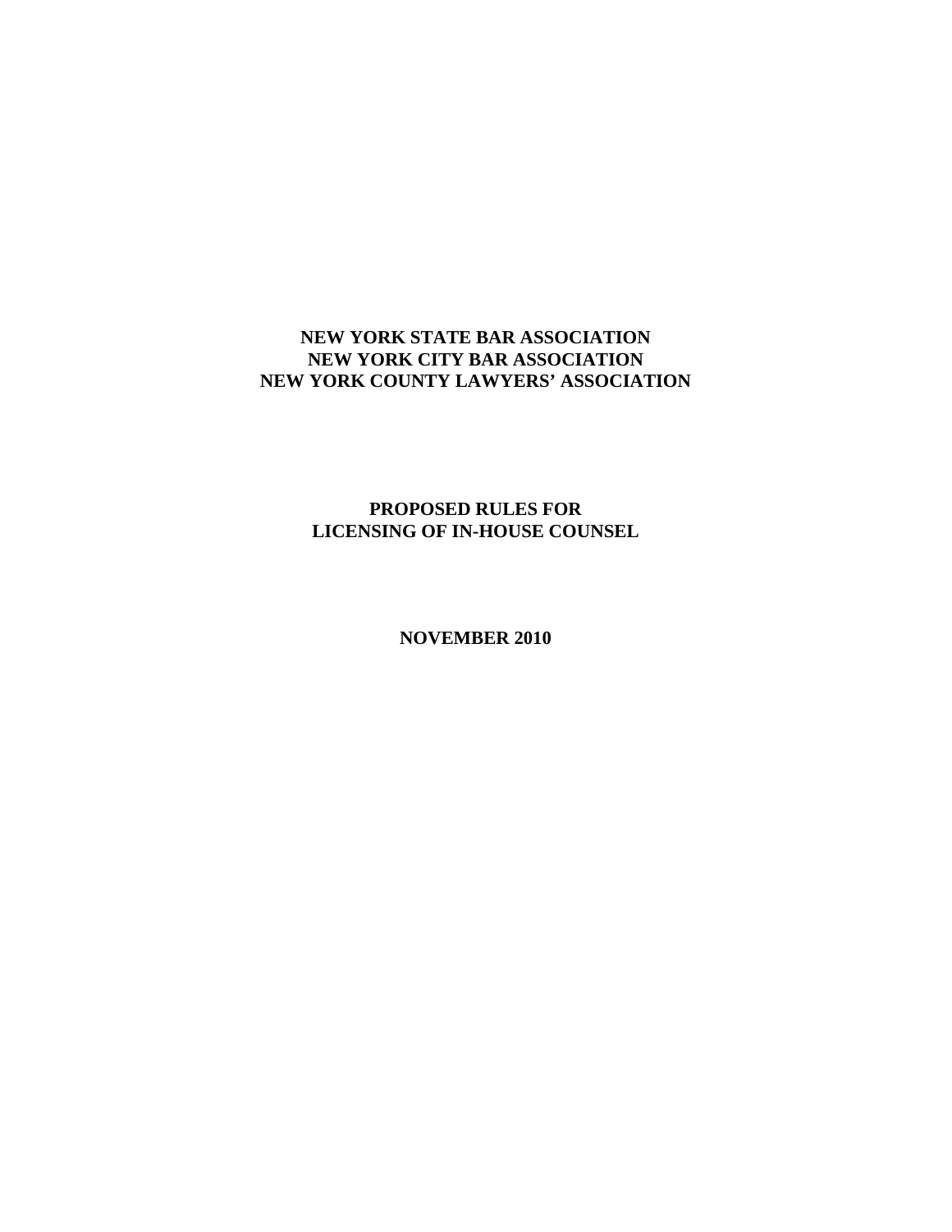**NEW YORK STATE BAR ASSOCIATION**
**NEW YORK CITY BAR ASSOCIATION**
**NEW YORK COUNTY LAWYERS' ASSOCIATION**

# PROPOSED RULES FOR LICENSING OF IN-HOUSE COUNSEL

**NOVEMBER 2010**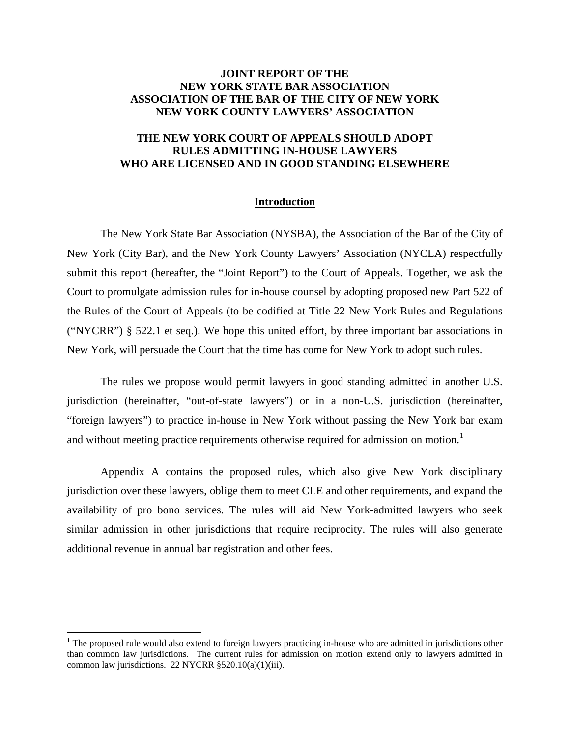**JOINT REPORT OF THE
NEW YORK STATE BAR ASSOCIATION
ASSOCIATION OF THE BAR OF THE CITY OF NEW YORK
NEW YORK COUNTY LAWYERS' ASSOCIATION**

**THE NEW YORK COURT OF APPEALS SHOULD ADOPT
RULES ADMITTING IN-HOUSE LAWYERS
WHO ARE LICENSED AND IN GOOD STANDING ELSEWHERE**

## Introduction

The New York State Bar Association (NYSBA), the Association of the Bar of the City of New York (City Bar), and the New York County Lawyers' Association (NYCLA) respectfully submit this report (hereafter, the "Joint Report") to the Court of Appeals. Together, we ask the Court to promulgate admission rules for in-house counsel by adopting proposed new Part 522 of the Rules of the Court of Appeals (to be codified at Title 22 New York Rules and Regulations ("NYCRR") § 522.1 et seq.). We hope this united effort, by three important bar associations in New York, will persuade the Court that the time has come for New York to adopt such rules.

The rules we propose would permit lawyers in good standing admitted in another U.S. jurisdiction (hereinafter, "out-of-state lawyers") or in a non-U.S. jurisdiction (hereinafter, "foreign lawyers") to practice in-house in New York without passing the New York bar exam and without meeting practice requirements otherwise required for admission on motion.[1]

Appendix A contains the proposed rules, which also give New York disciplinary jurisdiction over these lawyers, oblige them to meet CLE and other requirements, and expand the availability of pro bono services. The rules will aid New York-admitted lawyers who seek similar admission in other jurisdictions that require reciprocity. The rules will also generate additional revenue in annual bar registration and other fees.

---

[1] The proposed rule would also extend to foreign lawyers practicing in-house who are admitted in jurisdictions other than common law jurisdictions. The current rules for admission on motion extend only to lawyers admitted in common law jurisdictions. 22 NYCRR §520.10(a)(1)(iii).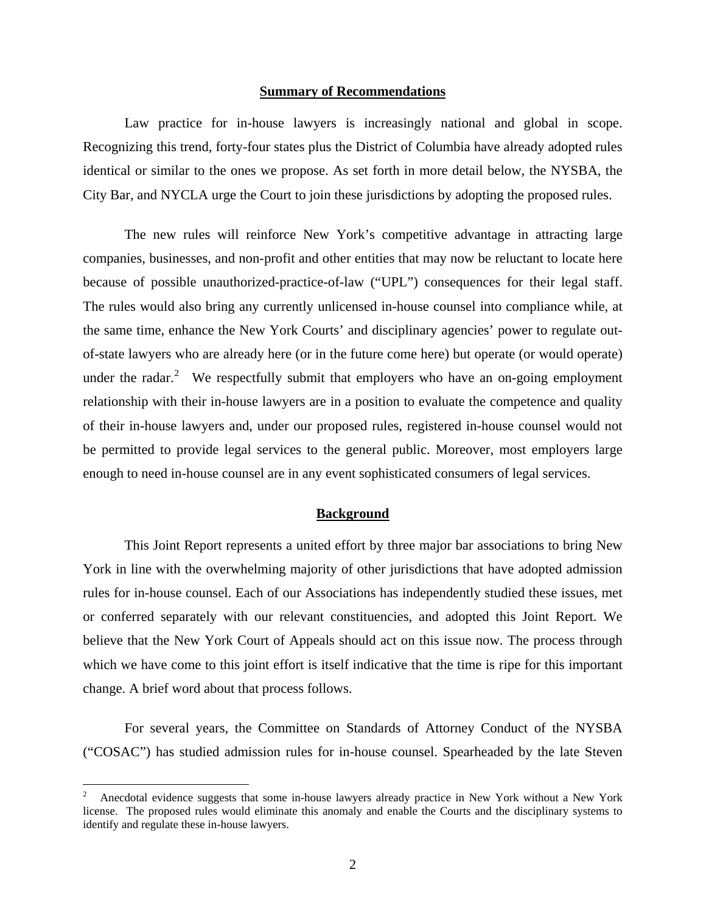## Summary of Recommendations

Law practice for in-house lawyers is increasingly national and global in scope. Recognizing this trend, forty-four states plus the District of Columbia have already adopted rules identical or similar to the ones we propose. As set forth in more detail below, the NYSBA, the City Bar, and NYCLA urge the Court to join these jurisdictions by adopting the proposed rules.

The new rules will reinforce New York's competitive advantage in attracting large companies, businesses, and non-profit and other entities that may now be reluctant to locate here because of possible unauthorized-practice-of-law ("UPL") consequences for their legal staff. The rules would also bring any currently unlicensed in-house counsel into compliance while, at the same time, enhance the New York Courts' and disciplinary agencies' power to regulate out-of-state lawyers who are already here (or in the future come here) but operate (or would operate) under the radar.[2] We respectfully submit that employers who have an on-going employment relationship with their in-house lawyers are in a position to evaluate the competence and quality of their in-house lawyers and, under our proposed rules, registered in-house counsel would not be permitted to provide legal services to the general public. Moreover, most employers large enough to need in-house counsel are in any event sophisticated consumers of legal services.

## Background

This Joint Report represents a united effort by three major bar associations to bring New York in line with the overwhelming majority of other jurisdictions that have adopted admission rules for in-house counsel. Each of our Associations has independently studied these issues, met or conferred separately with our relevant constituencies, and adopted this Joint Report. We believe that the New York Court of Appeals should act on this issue now. The process through which we have come to this joint effort is itself indicative that the time is ripe for this important change. A brief word about that process follows.

For several years, the Committee on Standards of Attorney Conduct of the NYSBA ("COSAC") has studied admission rules for in-house counsel. Spearheaded by the late Steven

---

[2] Anecdotal evidence suggests that some in-house lawyers already practice in New York without a New York license. The proposed rules would eliminate this anomaly and enable the Courts and the disciplinary systems to identify and regulate these in-house lawyers.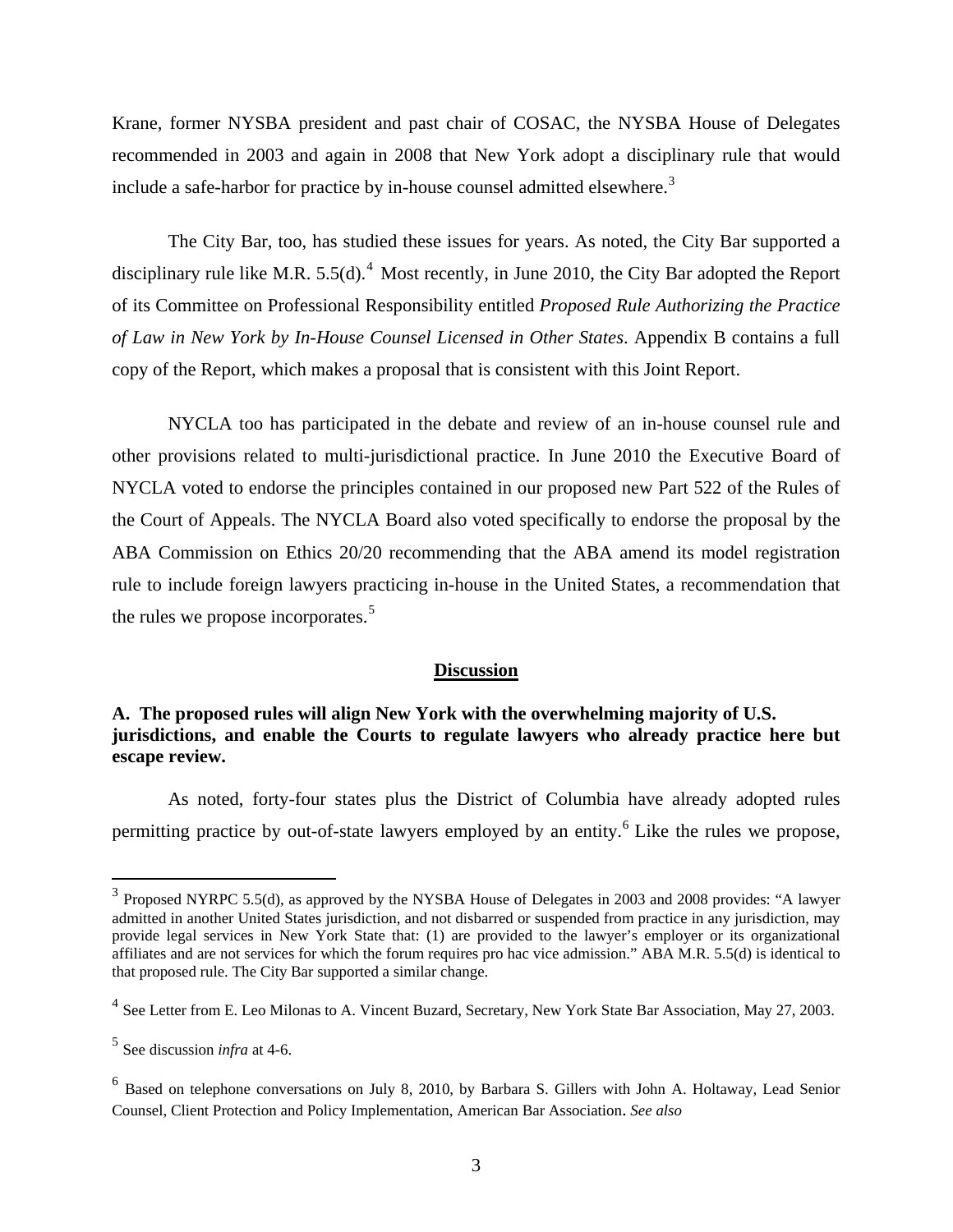Krane, former NYSBA president and past chair of COSAC, the NYSBA House of Delegates recommended in 2003 and again in 2008 that New York adopt a disciplinary rule that would include a safe-harbor for practice by in-house counsel admitted elsewhere.[3]

The City Bar, too, has studied these issues for years. As noted, the City Bar supported a disciplinary rule like M.R. 5.5(d).[4] Most recently, in June 2010, the City Bar adopted the Report of its Committee on Professional Responsibility entitled *Proposed Rule Authorizing the Practice of Law in New York by In-House Counsel Licensed in Other States*. Appendix B contains a full copy of the Report, which makes a proposal that is consistent with this Joint Report.

NYCLA too has participated in the debate and review of an in-house counsel rule and other provisions related to multi-jurisdictional practice. In June 2010 the Executive Board of NYCLA voted to endorse the principles contained in our proposed new Part 522 of the Rules of the Court of Appeals. The NYCLA Board also voted specifically to endorse the proposal by the ABA Commission on Ethics 20/20 recommending that the ABA amend its model registration rule to include foreign lawyers practicing in-house in the United States, a recommendation that the rules we propose incorporates.[5]

## Discussion

### A. The proposed rules will align New York with the overwhelming majority of U.S. jurisdictions, and enable the Courts to regulate lawyers who already practice here but escape review.

As noted, forty-four states plus the District of Columbia have already adopted rules permitting practice by out-of-state lawyers employed by an entity.[6] Like the rules we propose,

---

[3] Proposed NYRPC 5.5(d), as approved by the NYSBA House of Delegates in 2003 and 2008 provides: "A lawyer admitted in another United States jurisdiction, and not disbarred or suspended from practice in any jurisdiction, may provide legal services in New York State that: (1) are provided to the lawyer's employer or its organizational affiliates and are not services for which the forum requires pro hac vice admission." ABA M.R. 5.5(d) is identical to that proposed rule. The City Bar supported a similar change.

[4] See Letter from E. Leo Milonas to A. Vincent Buzard, Secretary, New York State Bar Association, May 27, 2003.

[5] See discussion *infra* at 4-6.

[6] Based on telephone conversations on July 8, 2010, by Barbara S. Gillers with John A. Holtaway, Lead Senior Counsel, Client Protection and Policy Implementation, American Bar Association. *See also*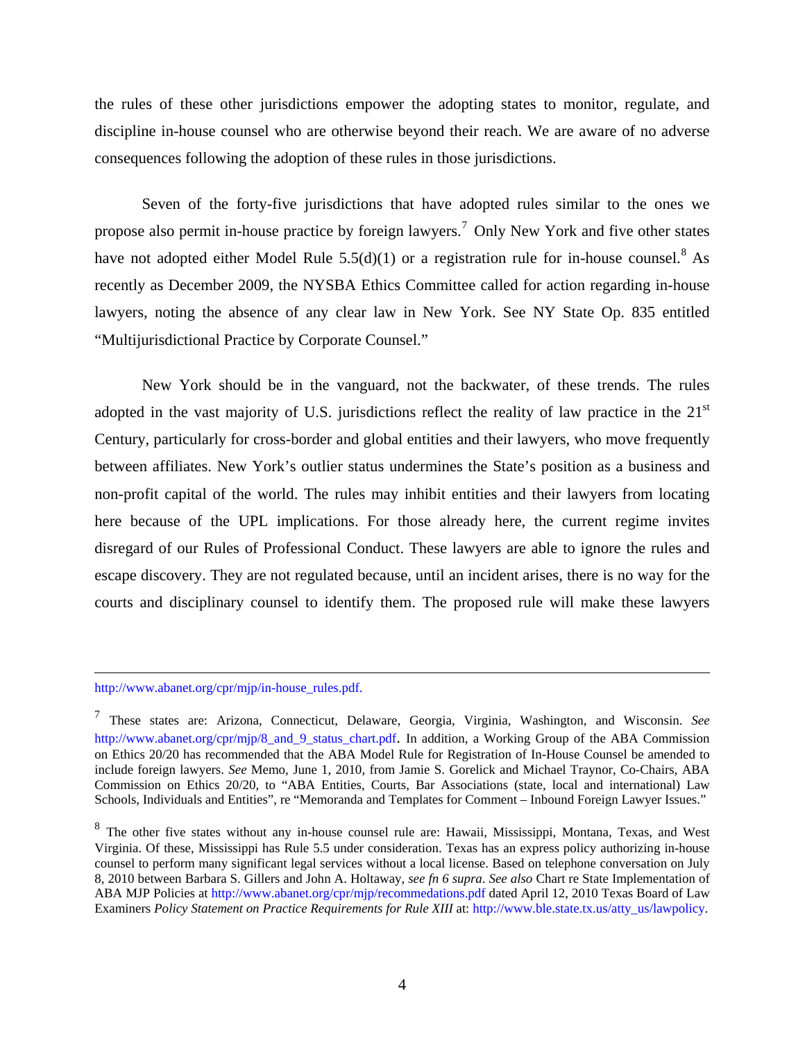the rules of these other jurisdictions empower the adopting states to monitor, regulate, and discipline in-house counsel who are otherwise beyond their reach. We are aware of no adverse consequences following the adoption of these rules in those jurisdictions.

Seven of the forty-five jurisdictions that have adopted rules similar to the ones we propose also permit in-house practice by foreign lawyers.[7] Only New York and five other states have not adopted either Model Rule 5.5(d)(1) or a registration rule for in-house counsel.[8] As recently as December 2009, the NYSBA Ethics Committee called for action regarding in-house lawyers, noting the absence of any clear law in New York. See NY State Op. 835 entitled "Multijurisdictional Practice by Corporate Counsel."

New York should be in the vanguard, not the backwater, of these trends. The rules adopted in the vast majority of U.S. jurisdictions reflect the reality of law practice in the 21st Century, particularly for cross-border and global entities and their lawyers, who move frequently between affiliates. New York's outlier status undermines the State's position as a business and non-profit capital of the world. The rules may inhibit entities and their lawyers from locating here because of the UPL implications. For those already here, the current regime invites disregard of our Rules of Professional Conduct. These lawyers are able to ignore the rules and escape discovery. They are not regulated because, until an incident arises, there is no way for the courts and disciplinary counsel to identify them. The proposed rule will make these lawyers

---

http://www.abanet.org/cpr/mjp/in-house_rules.pdf.

[7] These states are: Arizona, Connecticut, Delaware, Georgia, Virginia, Washington, and Wisconsin. *See* http://www.abanet.org/cpr/mjp/8_and_9_status_chart.pdf. In addition, a Working Group of the ABA Commission on Ethics 20/20 has recommended that the ABA Model Rule for Registration of In-House Counsel be amended to include foreign lawyers. *See* Memo, June 1, 2010, from Jamie S. Gorelick and Michael Traynor, Co-Chairs, ABA Commission on Ethics 20/20, to "ABA Entities, Courts, Bar Associations (state, local and international) Law Schools, Individuals and Entities", re "Memoranda and Templates for Comment – Inbound Foreign Lawyer Issues."

[8] The other five states without any in-house counsel rule are: Hawaii, Mississippi, Montana, Texas, and West Virginia. Of these, Mississippi has Rule 5.5 under consideration. Texas has an express policy authorizing in-house counsel to perform many significant legal services without a local license. Based on telephone conversation on July 8, 2010 between Barbara S. Gillers and John A. Holtaway, *see fn 6 supra*. *See also* Chart re State Implementation of ABA MJP Policies at http://www.abanet.org/cpr/mjp/recommedations.pdf dated April 12, 2010 Texas Board of Law Examiners *Policy Statement on Practice Requirements for Rule XIII* at: http://www.ble.state.tx.us/atty_us/lawpolicy.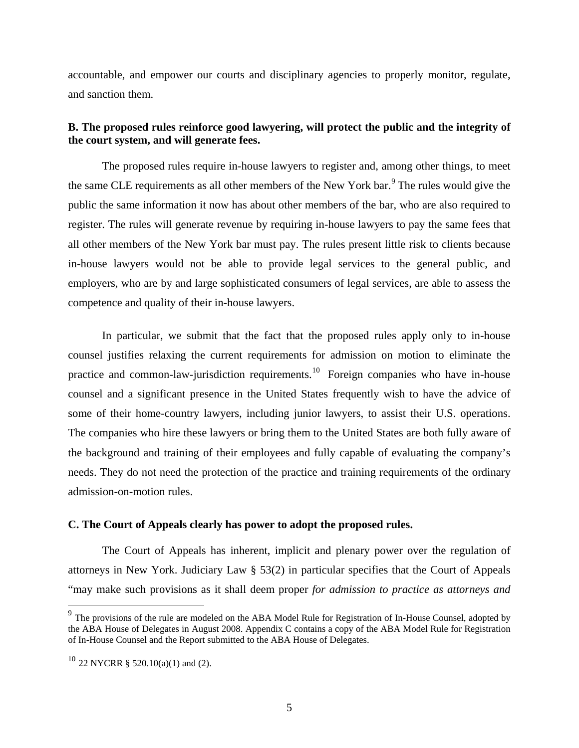accountable, and empower our courts and disciplinary agencies to properly monitor, regulate, and sanction them.

**B. The proposed rules reinforce good lawyering, will protect the public and the integrity of the court system, and will generate fees.**

The proposed rules require in-house lawyers to register and, among other things, to meet the same CLE requirements as all other members of the New York bar.[9] The rules would give the public the same information it now has about other members of the bar, who are also required to register. The rules will generate revenue by requiring in-house lawyers to pay the same fees that all other members of the New York bar must pay. The rules present little risk to clients because in-house lawyers would not be able to provide legal services to the general public, and employers, who are by and large sophisticated consumers of legal services, are able to assess the competence and quality of their in-house lawyers.

In particular, we submit that the fact that the proposed rules apply only to in-house counsel justifies relaxing the current requirements for admission on motion to eliminate the practice and common-law-jurisdiction requirements.[10] Foreign companies who have in-house counsel and a significant presence in the United States frequently wish to have the advice of some of their home-country lawyers, including junior lawyers, to assist their U.S. operations. The companies who hire these lawyers or bring them to the United States are both fully aware of the background and training of their employees and fully capable of evaluating the company's needs. They do not need the protection of the practice and training requirements of the ordinary admission-on-motion rules.

**C. The Court of Appeals clearly has power to adopt the proposed rules.**

The Court of Appeals has inherent, implicit and plenary power over the regulation of attorneys in New York. Judiciary Law § 53(2) in particular specifies that the Court of Appeals "may make such provisions as it shall deem proper *for admission to practice as attorneys and*

---

[9] The provisions of the rule are modeled on the ABA Model Rule for Registration of In-House Counsel, adopted by the ABA House of Delegates in August 2008. Appendix C contains a copy of the ABA Model Rule for Registration of In-House Counsel and the Report submitted to the ABA House of Delegates.

[10] 22 NYCRR § 520.10(a)(1) and (2).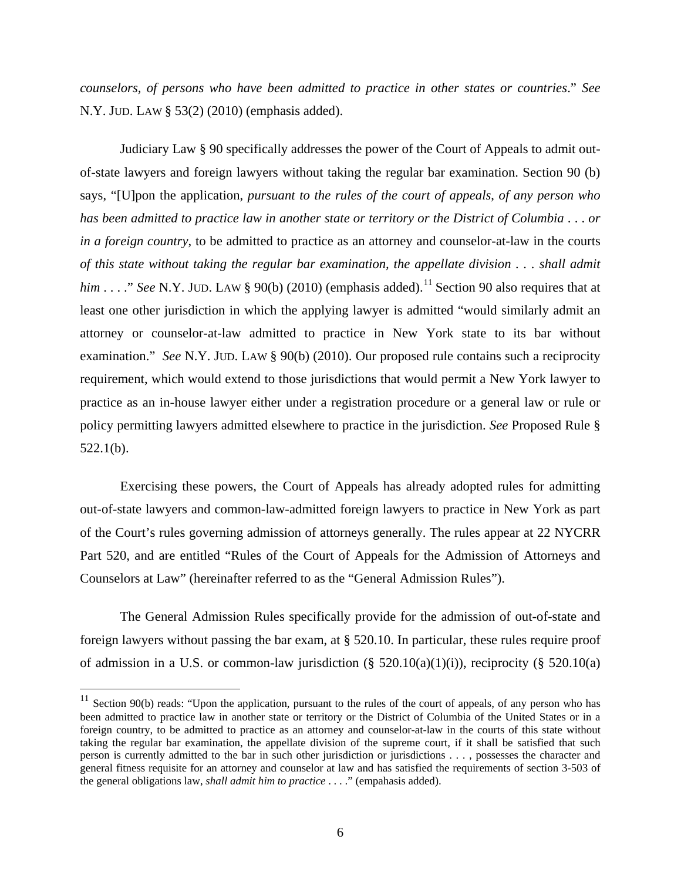*counselors, of persons who have been admitted to practice in other states or countries*." *See* N.Y. JUD. LAW § 53(2) (2010) (emphasis added).

Judiciary Law § 90 specifically addresses the power of the Court of Appeals to admit out-of-state lawyers and foreign lawyers without taking the regular bar examination. Section 90 (b) says, "[U]pon the application, *pursuant to the rules of the court of appeals*, *of any person who has been admitted to practice law in another state or territory or the District of Columbia . . . or in a foreign country*, to be admitted to practice as an attorney and counselor-at-law in the courts *of this state without taking the regular bar examination, the appellate division . . . shall admit him . . . .*" *See* N.Y. JUD. LAW § 90(b) (2010) (emphasis added).[11] Section 90 also requires that at least one other jurisdiction in which the applying lawyer is admitted "would similarly admit an attorney or counselor-at-law admitted to practice in New York state to its bar without examination." *See* N.Y. JUD. LAW § 90(b) (2010). Our proposed rule contains such a reciprocity requirement, which would extend to those jurisdictions that would permit a New York lawyer to practice as an in-house lawyer either under a registration procedure or a general law or rule or policy permitting lawyers admitted elsewhere to practice in the jurisdiction. *See* Proposed Rule § 522.1(b).

Exercising these powers, the Court of Appeals has already adopted rules for admitting out-of-state lawyers and common-law-admitted foreign lawyers to practice in New York as part of the Court's rules governing admission of attorneys generally. The rules appear at 22 NYCRR Part 520, and are entitled "Rules of the Court of Appeals for the Admission of Attorneys and Counselors at Law" (hereinafter referred to as the "General Admission Rules").

The General Admission Rules specifically provide for the admission of out-of-state and foreign lawyers without passing the bar exam, at § 520.10. In particular, these rules require proof of admission in a U.S. or common-law jurisdiction (§ 520.10(a)(1)(i)), reciprocity (§ 520.10(a)

---

[11] Section 90(b) reads: "Upon the application, pursuant to the rules of the court of appeals, of any person who has been admitted to practice law in another state or territory or the District of Columbia of the United States or in a foreign country, to be admitted to practice as an attorney and counselor-at-law in the courts of this state without taking the regular bar examination, the appellate division of the supreme court, if it shall be satisfied that such person is currently admitted to the bar in such other jurisdiction or jurisdictions . . . , possesses the character and general fitness requisite for an attorney and counselor at law and has satisfied the requirements of section 3-503 of the general obligations law, *shall admit him to practice* . . . ." (empahasis added).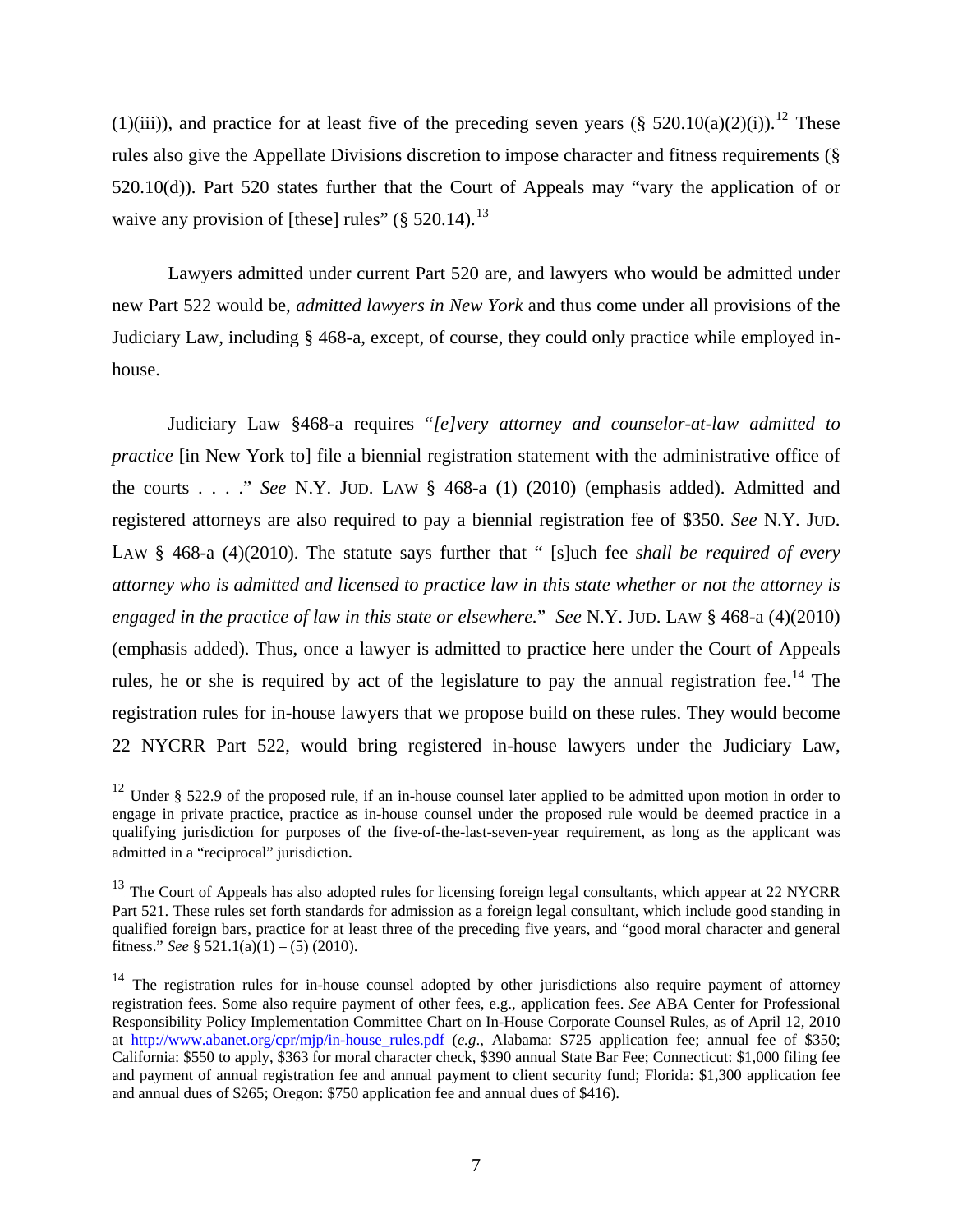(1)(iii)), and practice for at least five of the preceding seven years (§ 520.10(a)(2)(i)).[12] These rules also give the Appellate Divisions discretion to impose character and fitness requirements (§ 520.10(d)). Part 520 states further that the Court of Appeals may "vary the application of or waive any provision of [these] rules" (§ 520.14).[13]

Lawyers admitted under current Part 520 are, and lawyers who would be admitted under new Part 522 would be, *admitted lawyers in New York* and thus come under all provisions of the Judiciary Law, including § 468-a, except, of course, they could only practice while employed in-house.

Judiciary Law §468-a requires "*[e]very attorney and counselor-at-law admitted to practice* [in New York to] file a biennial registration statement with the administrative office of the courts . . . ." *See* N.Y. JUD. LAW § 468-a (1) (2010) (emphasis added). Admitted and registered attorneys are also required to pay a biennial registration fee of $350. *See* N.Y. JUD. LAW § 468-a (4)(2010). The statute says further that " [s]uch fee *shall be required of every attorney who is admitted and licensed to practice law in this state whether or not the attorney is engaged in the practice of law in this state or elsewhere.*" *See* N.Y. JUD. LAW § 468-a (4)(2010) (emphasis added). Thus, once a lawyer is admitted to practice here under the Court of Appeals rules, he or she is required by act of the legislature to pay the annual registration fee.[14] The registration rules for in-house lawyers that we propose build on these rules. They would become 22 NYCRR Part 522, would bring registered in-house lawyers under the Judiciary Law,

---

[12] Under § 522.9 of the proposed rule, if an in-house counsel later applied to be admitted upon motion in order to engage in private practice, practice as in-house counsel under the proposed rule would be deemed practice in a qualifying jurisdiction for purposes of the five-of-the-last-seven-year requirement, as long as the applicant was admitted in a "reciprocal" jurisdiction.

[13] The Court of Appeals has also adopted rules for licensing foreign legal consultants, which appear at 22 NYCRR Part 521. These rules set forth standards for admission as a foreign legal consultant, which include good standing in qualified foreign bars, practice for at least three of the preceding five years, and "good moral character and general fitness." *See* § 521.1(a)(1) – (5) (2010).

[14] The registration rules for in-house counsel adopted by other jurisdictions also require payment of attorney registration fees. Some also require payment of other fees, e.g., application fees. *See* ABA Center for Professional Responsibility Policy Implementation Committee Chart on In-House Corporate Counsel Rules, as of April 12, 2010 at http://www.abanet.org/cpr/mjp/in-house_rules.pdf (*e.g.*, Alabama: $725 application fee; annual fee of $350; California: $550 to apply, $363 for moral character check, $390 annual State Bar Fee; Connecticut: $1,000 filing fee and payment of annual registration fee and annual payment to client security fund; Florida: $1,300 application fee and annual dues of $265; Oregon: $750 application fee and annual dues of $416).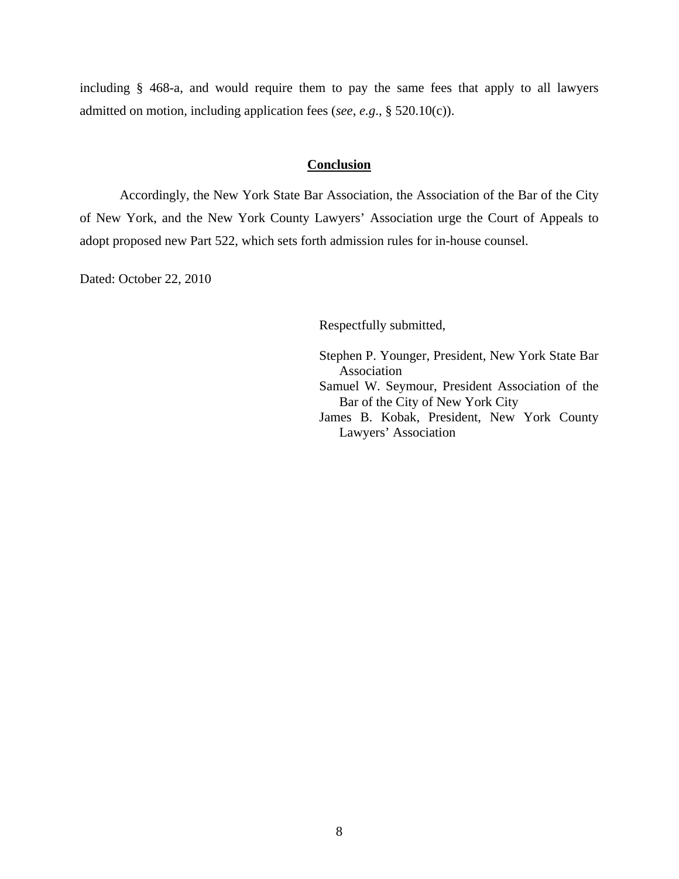including § 468-a, and would require them to pay the same fees that apply to all lawyers admitted on motion, including application fees (*see*, *e.g.*, § 520.10(c)).

## Conclusion

Accordingly, the New York State Bar Association, the Association of the Bar of the City of New York, and the New York County Lawyers' Association urge the Court of Appeals to adopt proposed new Part 522, which sets forth admission rules for in-house counsel.

Dated: October 22, 2010

Respectfully submitted,

Stephen P. Younger, President, New York State Bar Association
Samuel W. Seymour, President Association of the Bar of the City of New York City
James B. Kobak, President, New York County Lawyers' Association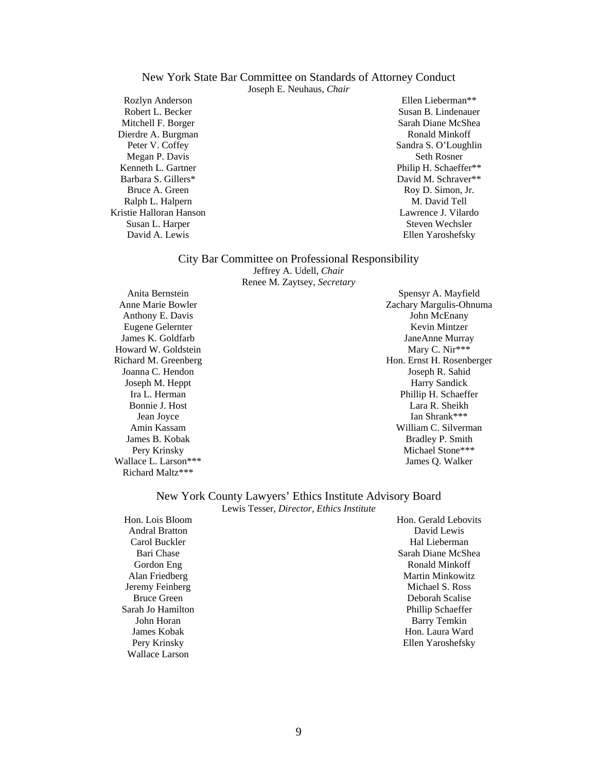## New York State Bar Committee on Standards of Attorney Conduct

Joseph E. Neuhaus, *Chair*

Rozlyn Anderson
Robert L. Becker
Mitchell F. Borger
Dierdre A. Burgman
Peter V. Coffey
Megan P. Davis
Kenneth L. Gartner
Barbara S. Gillers*
Bruce A. Green
Ralph L. Halpern
Kristie Halloran Hanson
Susan L. Harper
David A. Lewis
Ellen Lieberman**
Susan B. Lindenauer
Sarah Diane McShea
Ronald Minkoff
Sandra S. O'Loughlin
Seth Rosner
Philip H. Schaeffer**
David M. Schraver**
Roy D. Simon, Jr.
M. David Tell
Lawrence J. Vilardo
Steven Wechsler
Ellen Yaroshefsky

## City Bar Committee on Professional Responsibility

Jeffrey A. Udell, *Chair*
Renee M. Zaytsey, *Secretary*

Anita Bernstein
Anne Marie Bowler
Anthony E. Davis
Eugene Gelernter
James K. Goldfarb
Howard W. Goldstein
Richard M. Greenberg
Joanna C. Hendon
Joseph M. Heppt
Ira L. Herman
Bonnie J. Host
Jean Joyce
Amin Kassam
James B. Kobak
Pery Krinsky
Wallace L. Larson***
Richard Maltz***
Spensyr A. Mayfield
Zachary Margulis-Ohnuma
John McEnany
Kevin Mintzer
JaneAnne Murray
Mary C. Nir***
Hon. Ernst H. Rosenberger
Joseph R. Sahid
Harry Sandick
Phillip H. Schaeffer
Lara R. Sheikh
Ian Shrank***
William C. Silverman
Bradley P. Smith
Michael Stone***
James Q. Walker

## New York County Lawyers' Ethics Institute Advisory Board

Lewis Tesser, *Director, Ethics Institute*

Hon. Lois Bloom
Andral Bratton
Carol Buckler
Bari Chase
Gordon Eng
Alan Friedberg
Jeremy Feinberg
Bruce Green
Sarah Jo Hamilton
John Horan
James Kobak
Pery Krinsky
Wallace Larson
Hon. Gerald Lebovits
David Lewis
Hal Lieberman
Sarah Diane McShea
Ronald Minkoff
Martin Minkowitz
Michael S. Ross
Deborah Scalise
Phillip Schaeffer
Barry Temkin
Hon. Laura Ward
Ellen Yaroshefsky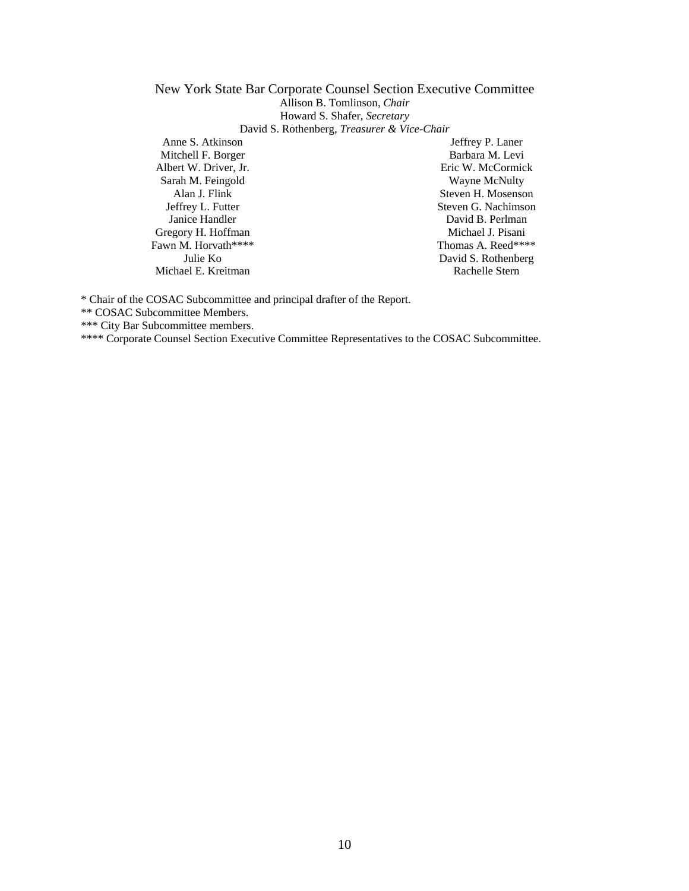New York State Bar Corporate Counsel Section Executive Committee

Allison B. Tomlinson, *Chair*

Howard S. Shafer, *Secretary*

David S. Rothenberg, *Treasurer & Vice-Chair*

Anne S. Atkinson
Mitchell F. Borger
Albert W. Driver, Jr.
Sarah M. Feingold
Alan J. Flink
Jeffrey L. Futter
Janice Handler
Gregory H. Hoffman
Fawn M. Horvath****
Julie Ko
Michael E. Kreitman
Jeffrey P. Laner
Barbara M. Levi
Eric W. McCormick
Wayne McNulty
Steven H. Mosenson
Steven G. Nachimson
David B. Perlman
Michael J. Pisani
Thomas A. Reed****
David S. Rothenberg
Rachelle Stern

* Chair of the COSAC Subcommittee and principal drafter of the Report.

** COSAC Subcommittee Members.

*** City Bar Subcommittee members.

**** Corporate Counsel Section Executive Committee Representatives to the COSAC Subcommittee.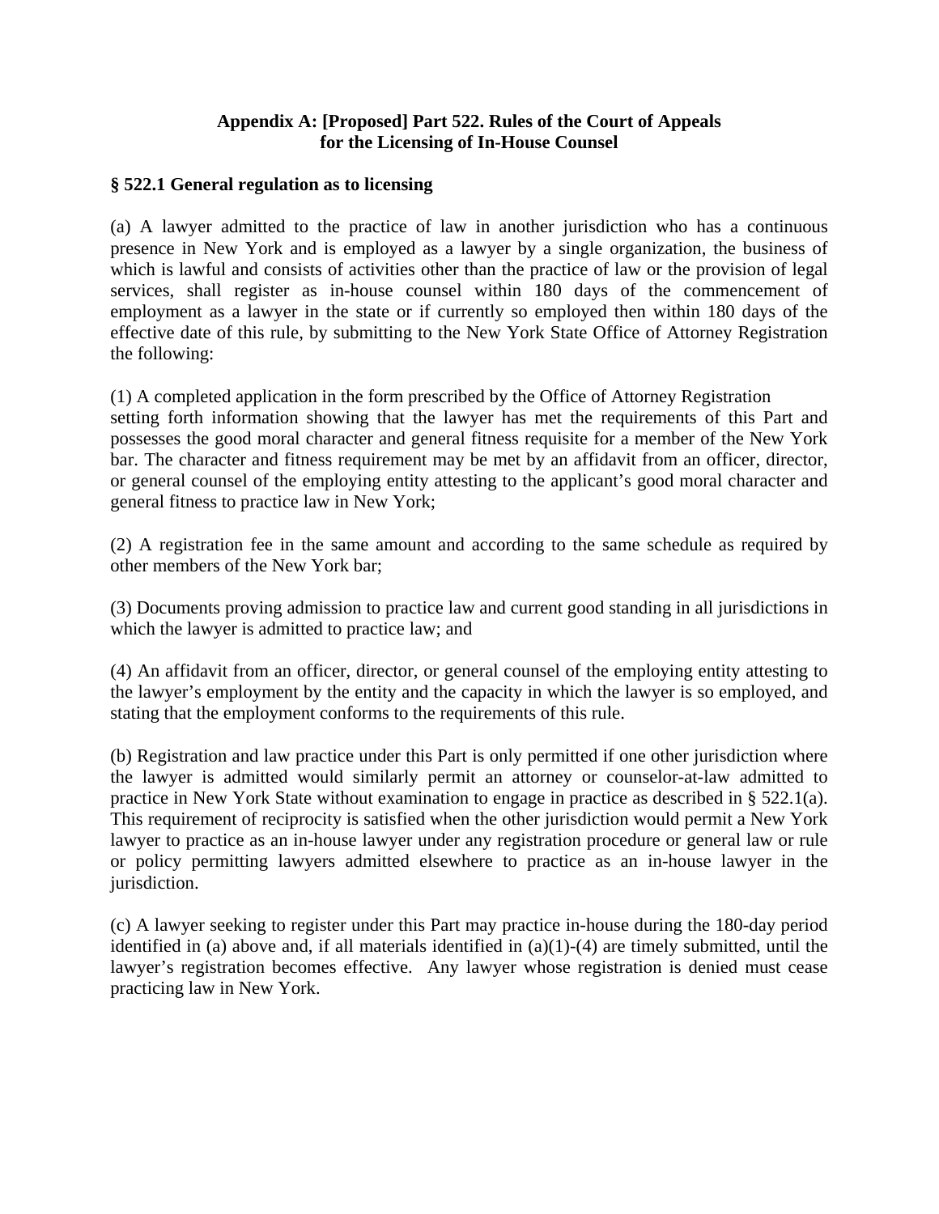**Appendix A: [Proposed] Part 522. Rules of the Court of Appeals for the Licensing of In-House Counsel**

**§ 522.1 General regulation as to licensing**

(a) A lawyer admitted to the practice of law in another jurisdiction who has a continuous presence in New York and is employed as a lawyer by a single organization, the business of which is lawful and consists of activities other than the practice of law or the provision of legal services, shall register as in-house counsel within 180 days of the commencement of employment as a lawyer in the state or if currently so employed then within 180 days of the effective date of this rule, by submitting to the New York State Office of Attorney Registration the following:

(1) A completed application in the form prescribed by the Office of Attorney Registration setting forth information showing that the lawyer has met the requirements of this Part and possesses the good moral character and general fitness requisite for a member of the New York bar. The character and fitness requirement may be met by an affidavit from an officer, director, or general counsel of the employing entity attesting to the applicant's good moral character and general fitness to practice law in New York;

(2) A registration fee in the same amount and according to the same schedule as required by other members of the New York bar;

(3) Documents proving admission to practice law and current good standing in all jurisdictions in which the lawyer is admitted to practice law; and

(4) An affidavit from an officer, director, or general counsel of the employing entity attesting to the lawyer's employment by the entity and the capacity in which the lawyer is so employed, and stating that the employment conforms to the requirements of this rule.

(b) Registration and law practice under this Part is only permitted if one other jurisdiction where the lawyer is admitted would similarly permit an attorney or counselor-at-law admitted to practice in New York State without examination to engage in practice as described in § 522.1(a). This requirement of reciprocity is satisfied when the other jurisdiction would permit a New York lawyer to practice as an in-house lawyer under any registration procedure or general law or rule or policy permitting lawyers admitted elsewhere to practice as an in-house lawyer in the jurisdiction.

(c) A lawyer seeking to register under this Part may practice in-house during the 180-day period identified in (a) above and, if all materials identified in (a)(1)-(4) are timely submitted, until the lawyer's registration becomes effective. Any lawyer whose registration is denied must cease practicing law in New York.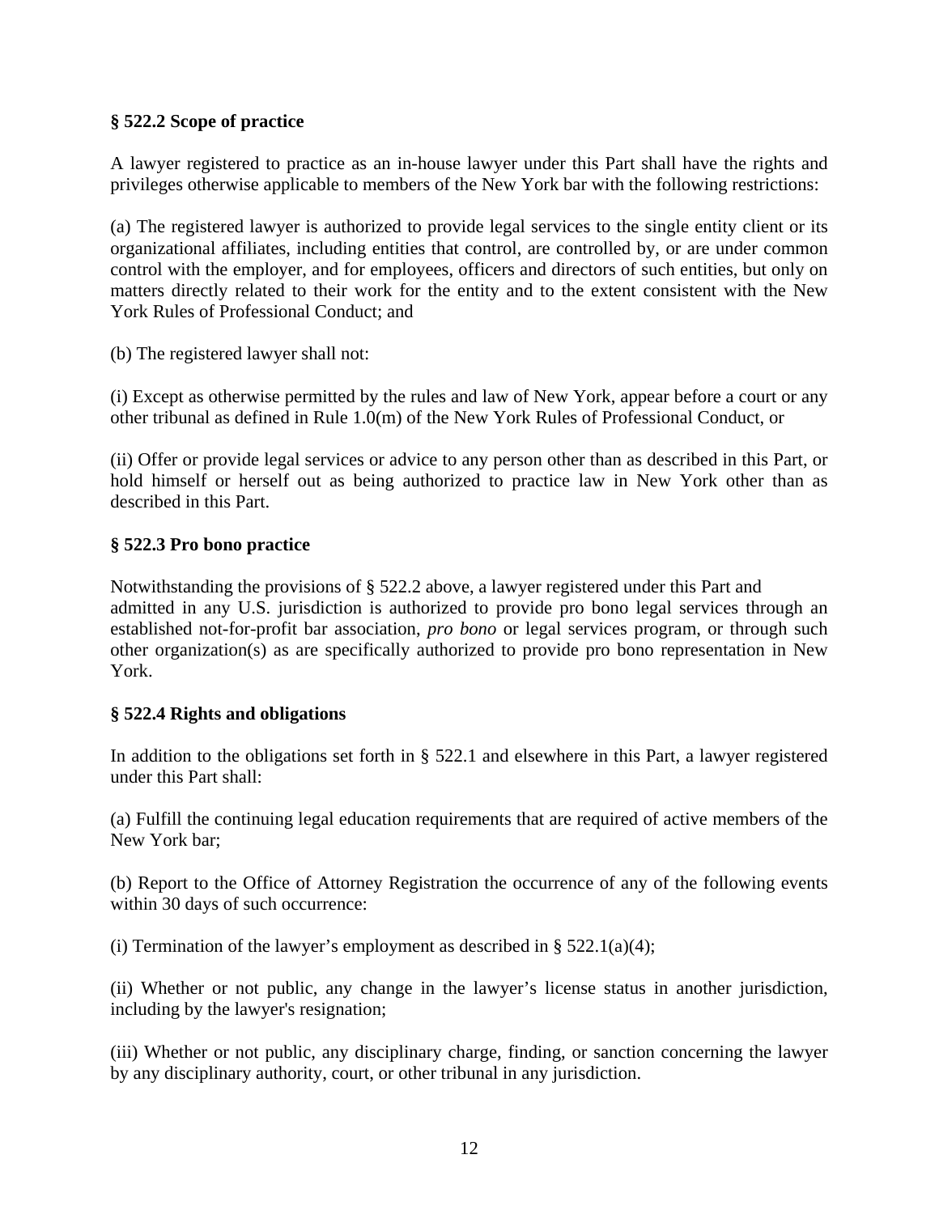**§ 522.2 Scope of practice**

A lawyer registered to practice as an in-house lawyer under this Part shall have the rights and privileges otherwise applicable to members of the New York bar with the following restrictions:

(a) The registered lawyer is authorized to provide legal services to the single entity client or its organizational affiliates, including entities that control, are controlled by, or are under common control with the employer, and for employees, officers and directors of such entities, but only on matters directly related to their work for the entity and to the extent consistent with the New York Rules of Professional Conduct; and

(b) The registered lawyer shall not:

(i) Except as otherwise permitted by the rules and law of New York, appear before a court or any other tribunal as defined in Rule 1.0(m) of the New York Rules of Professional Conduct, or

(ii) Offer or provide legal services or advice to any person other than as described in this Part, or hold himself or herself out as being authorized to practice law in New York other than as described in this Part.

**§ 522.3 Pro bono practice**

Notwithstanding the provisions of § 522.2 above, a lawyer registered under this Part and admitted in any U.S. jurisdiction is authorized to provide pro bono legal services through an established not-for-profit bar association, *pro bono* or legal services program, or through such other organization(s) as are specifically authorized to provide pro bono representation in New York.

**§ 522.4 Rights and obligations**

In addition to the obligations set forth in § 522.1 and elsewhere in this Part, a lawyer registered under this Part shall:

(a) Fulfill the continuing legal education requirements that are required of active members of the New York bar;

(b) Report to the Office of Attorney Registration the occurrence of any of the following events within 30 days of such occurrence:

(i) Termination of the lawyer's employment as described in § 522.1(a)(4);

(ii) Whether or not public, any change in the lawyer's license status in another jurisdiction, including by the lawyer's resignation;

(iii) Whether or not public, any disciplinary charge, finding, or sanction concerning the lawyer by any disciplinary authority, court, or other tribunal in any jurisdiction.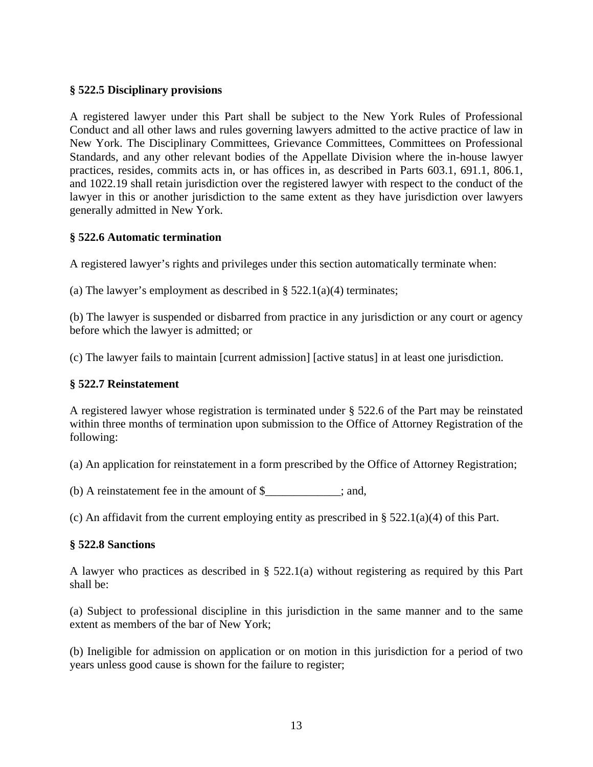**§ 522.5 Disciplinary provisions**

A registered lawyer under this Part shall be subject to the New York Rules of Professional Conduct and all other laws and rules governing lawyers admitted to the active practice of law in New York. The Disciplinary Committees, Grievance Committees, Committees on Professional Standards, and any other relevant bodies of the Appellate Division where the in-house lawyer practices, resides, commits acts in, or has offices in, as described in Parts 603.1, 691.1, 806.1, and 1022.19 shall retain jurisdiction over the registered lawyer with respect to the conduct of the lawyer in this or another jurisdiction to the same extent as they have jurisdiction over lawyers generally admitted in New York.

**§ 522.6 Automatic termination**

A registered lawyer's rights and privileges under this section automatically terminate when:

(a) The lawyer's employment as described in § 522.1(a)(4) terminates;

(b) The lawyer is suspended or disbarred from practice in any jurisdiction or any court or agency before which the lawyer is admitted; or

(c) The lawyer fails to maintain [current admission] [active status] in at least one jurisdiction.

**§ 522.7 Reinstatement**

A registered lawyer whose registration is terminated under § 522.6 of the Part may be reinstated within three months of termination upon submission to the Office of Attorney Registration of the following:

(a) An application for reinstatement in a form prescribed by the Office of Attorney Registration;

(b) A reinstatement fee in the amount of $_____________; and,

(c) An affidavit from the current employing entity as prescribed in § 522.1(a)(4) of this Part.

**§ 522.8 Sanctions**

A lawyer who practices as described in § 522.1(a) without registering as required by this Part shall be:

(a) Subject to professional discipline in this jurisdiction in the same manner and to the same extent as members of the bar of New York;

(b) Ineligible for admission on application or on motion in this jurisdiction for a period of two years unless good cause is shown for the failure to register;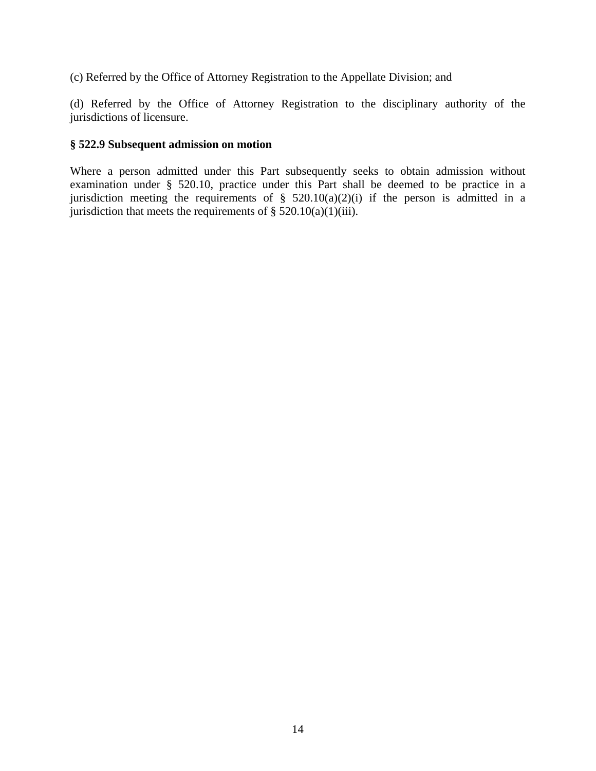(c) Referred by the Office of Attorney Registration to the Appellate Division; and

(d) Referred by the Office of Attorney Registration to the disciplinary authority of the jurisdictions of licensure.

**§ 522.9 Subsequent admission on motion**

Where a person admitted under this Part subsequently seeks to obtain admission without examination under § 520.10, practice under this Part shall be deemed to be practice in a jurisdiction meeting the requirements of § 520.10(a)(2)(i) if the person is admitted in a jurisdiction that meets the requirements of § 520.10(a)(1)(iii).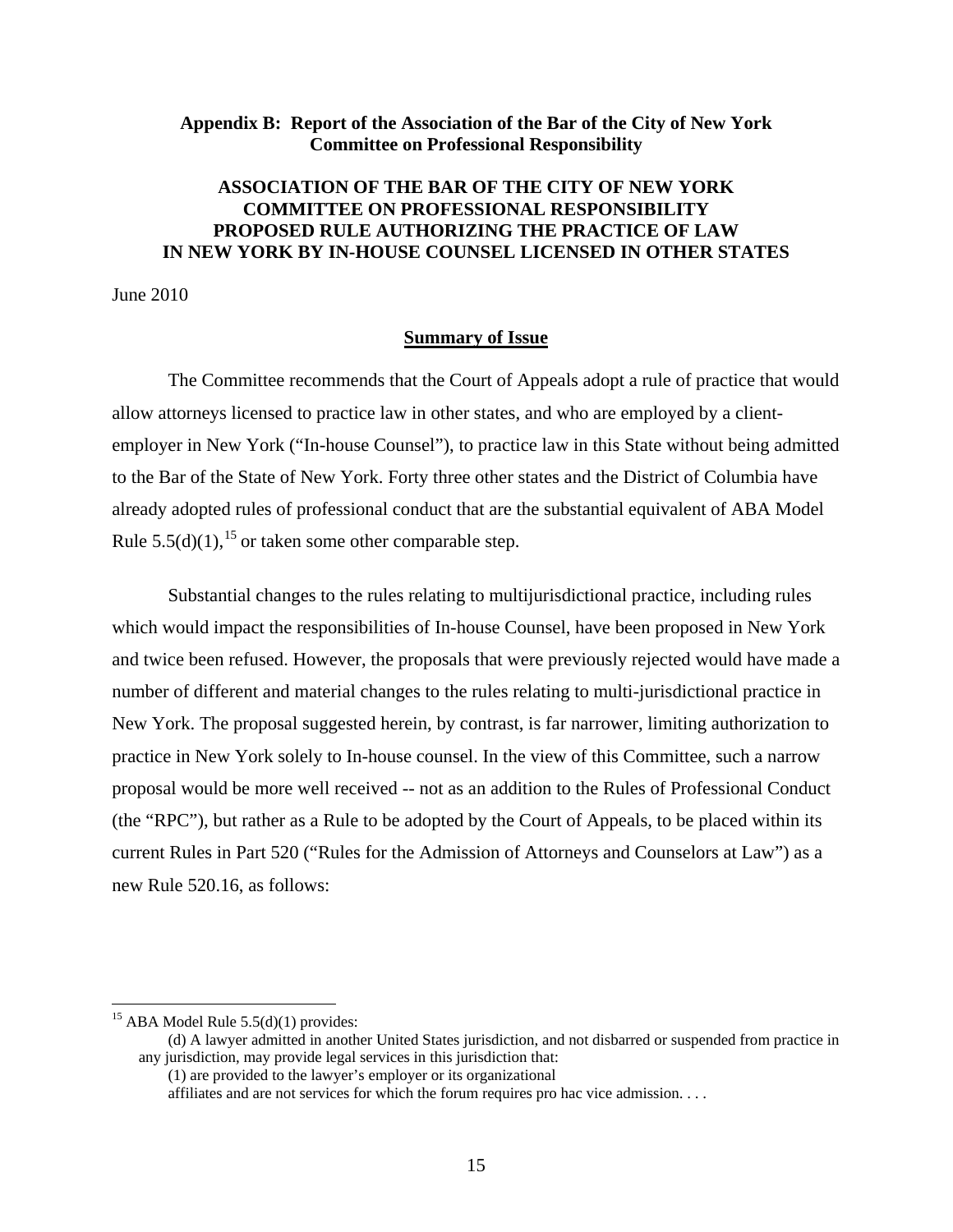## Appendix B: Report of the Association of the Bar of the City of New York Committee on Professional Responsibility

### ASSOCIATION OF THE BAR OF THE CITY OF NEW YORK COMMITTEE ON PROFESSIONAL RESPONSIBILITY PROPOSED RULE AUTHORIZING THE PRACTICE OF LAW IN NEW YORK BY IN-HOUSE COUNSEL LICENSED IN OTHER STATES

June 2010

**Summary of Issue**

The Committee recommends that the Court of Appeals adopt a rule of practice that would allow attorneys licensed to practice law in other states, and who are employed by a client-employer in New York ("In-house Counsel"), to practice law in this State without being admitted to the Bar of the State of New York. Forty three other states and the District of Columbia have already adopted rules of professional conduct that are the substantial equivalent of ABA Model Rule 5.5(d)(1),[15] or taken some other comparable step.

Substantial changes to the rules relating to multijurisdictional practice, including rules which would impact the responsibilities of In-house Counsel, have been proposed in New York and twice been refused. However, the proposals that were previously rejected would have made a number of different and material changes to the rules relating to multi-jurisdictional practice in New York. The proposal suggested herein, by contrast, is far narrower, limiting authorization to practice in New York solely to In-house counsel. In the view of this Committee, such a narrow proposal would be more well received -- not as an addition to the Rules of Professional Conduct (the "RPC"), but rather as a Rule to be adopted by the Court of Appeals, to be placed within its current Rules in Part 520 ("Rules for the Admission of Attorneys and Counselors at Law") as a new Rule 520.16, as follows:

---

[15] ABA Model Rule 5.5(d)(1) provides:

(d) A lawyer admitted in another United States jurisdiction, and not disbarred or suspended from practice in any jurisdiction, may provide legal services in this jurisdiction that:

(1) are provided to the lawyer's employer or its organizational affiliates and are not services for which the forum requires pro hac vice admission. . . .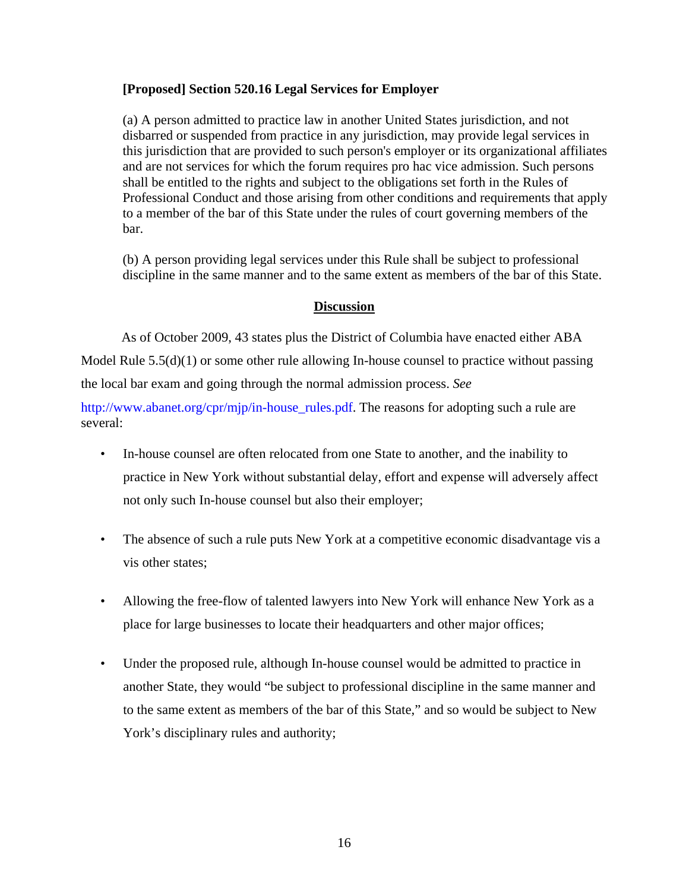**[Proposed] Section 520.16 Legal Services for Employer**

(a) A person admitted to practice law in another United States jurisdiction, and not disbarred or suspended from practice in any jurisdiction, may provide legal services in this jurisdiction that are provided to such person's employer or its organizational affiliates and are not services for which the forum requires pro hac vice admission. Such persons shall be entitled to the rights and subject to the obligations set forth in the Rules of Professional Conduct and those arising from other conditions and requirements that apply to a member of the bar of this State under the rules of court governing members of the bar.

(b) A person providing legal services under this Rule shall be subject to professional discipline in the same manner and to the same extent as members of the bar of this State.

**Discussion**

As of October 2009, 43 states plus the District of Columbia have enacted either ABA Model Rule 5.5(d)(1) or some other rule allowing In-house counsel to practice without passing the local bar exam and going through the normal admission process. *See* http://www.abanet.org/cpr/mjp/in-house_rules.pdf. The reasons for adopting such a rule are several:

- In-house counsel are often relocated from one State to another, and the inability to practice in New York without substantial delay, effort and expense will adversely affect not only such In-house counsel but also their employer;

- The absence of such a rule puts New York at a competitive economic disadvantage vis a vis other states;

- Allowing the free-flow of talented lawyers into New York will enhance New York as a place for large businesses to locate their headquarters and other major offices;

- Under the proposed rule, although In-house counsel would be admitted to practice in another State, they would "be subject to professional discipline in the same manner and to the same extent as members of the bar of this State," and so would be subject to New York's disciplinary rules and authority;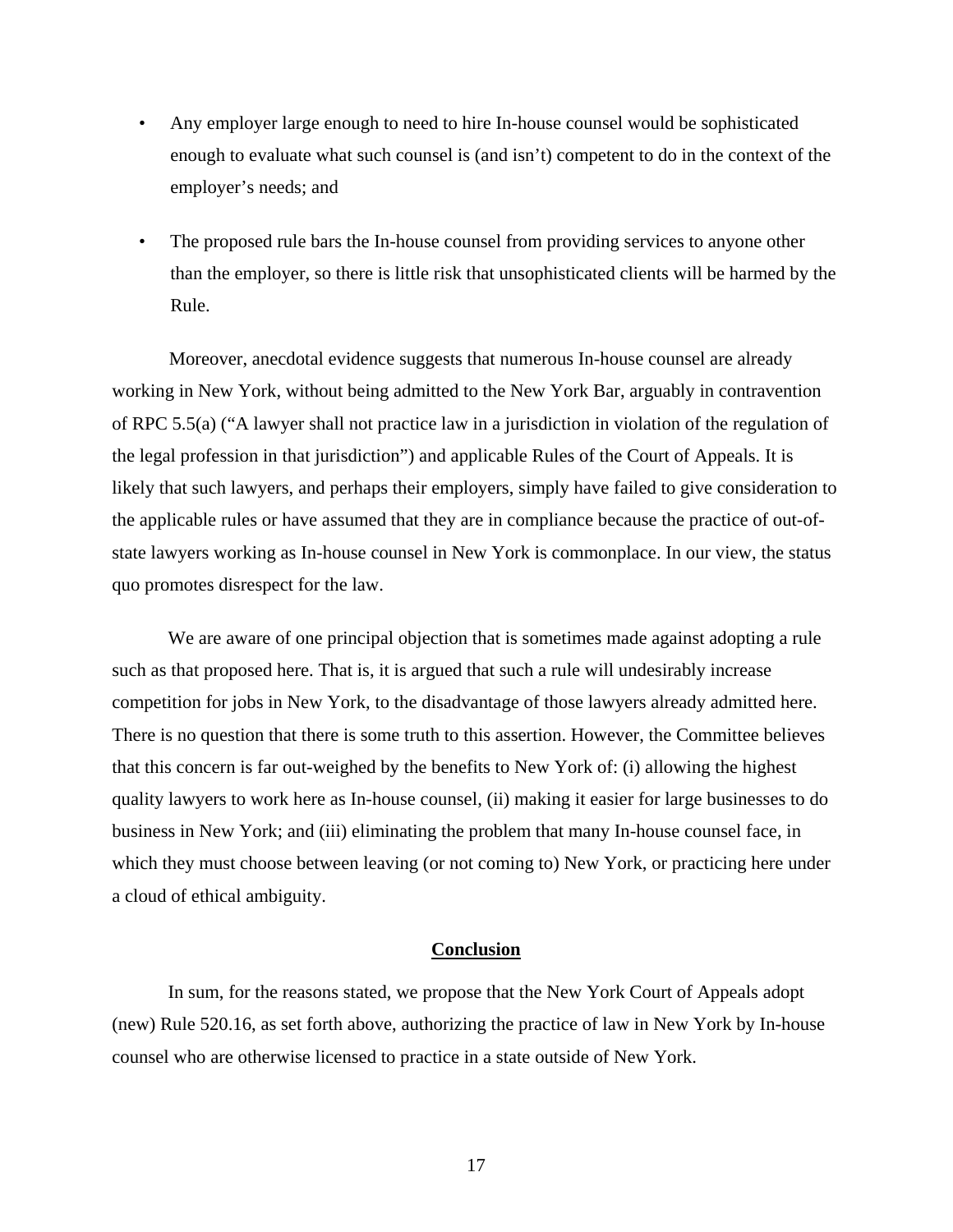- Any employer large enough to need to hire In-house counsel would be sophisticated enough to evaluate what such counsel is (and isn't) competent to do in the context of the employer's needs; and

- The proposed rule bars the In-house counsel from providing services to anyone other than the employer, so there is little risk that unsophisticated clients will be harmed by the Rule.

Moreover, anecdotal evidence suggests that numerous In-house counsel are already working in New York, without being admitted to the New York Bar, arguably in contravention of RPC 5.5(a) ("A lawyer shall not practice law in a jurisdiction in violation of the regulation of the legal profession in that jurisdiction") and applicable Rules of the Court of Appeals. It is likely that such lawyers, and perhaps their employers, simply have failed to give consideration to the applicable rules or have assumed that they are in compliance because the practice of out-of-state lawyers working as In-house counsel in New York is commonplace. In our view, the status quo promotes disrespect for the law.

We are aware of one principal objection that is sometimes made against adopting a rule such as that proposed here. That is, it is argued that such a rule will undesirably increase competition for jobs in New York, to the disadvantage of those lawyers already admitted here. There is no question that there is some truth to this assertion. However, the Committee believes that this concern is far out-weighed by the benefits to New York of: (i) allowing the highest quality lawyers to work here as In-house counsel, (ii) making it easier for large businesses to do business in New York; and (iii) eliminating the problem that many In-house counsel face, in which they must choose between leaving (or not coming to) New York, or practicing here under a cloud of ethical ambiguity.

## Conclusion

In sum, for the reasons stated, we propose that the New York Court of Appeals adopt (new) Rule 520.16, as set forth above, authorizing the practice of law in New York by In-house counsel who are otherwise licensed to practice in a state outside of New York.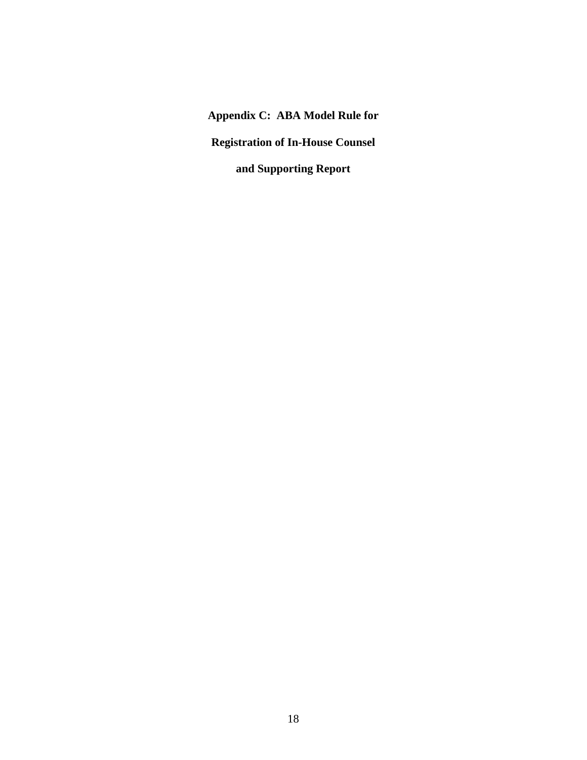# Appendix C: ABA Model Rule for Registration of In-House Counsel and Supporting Report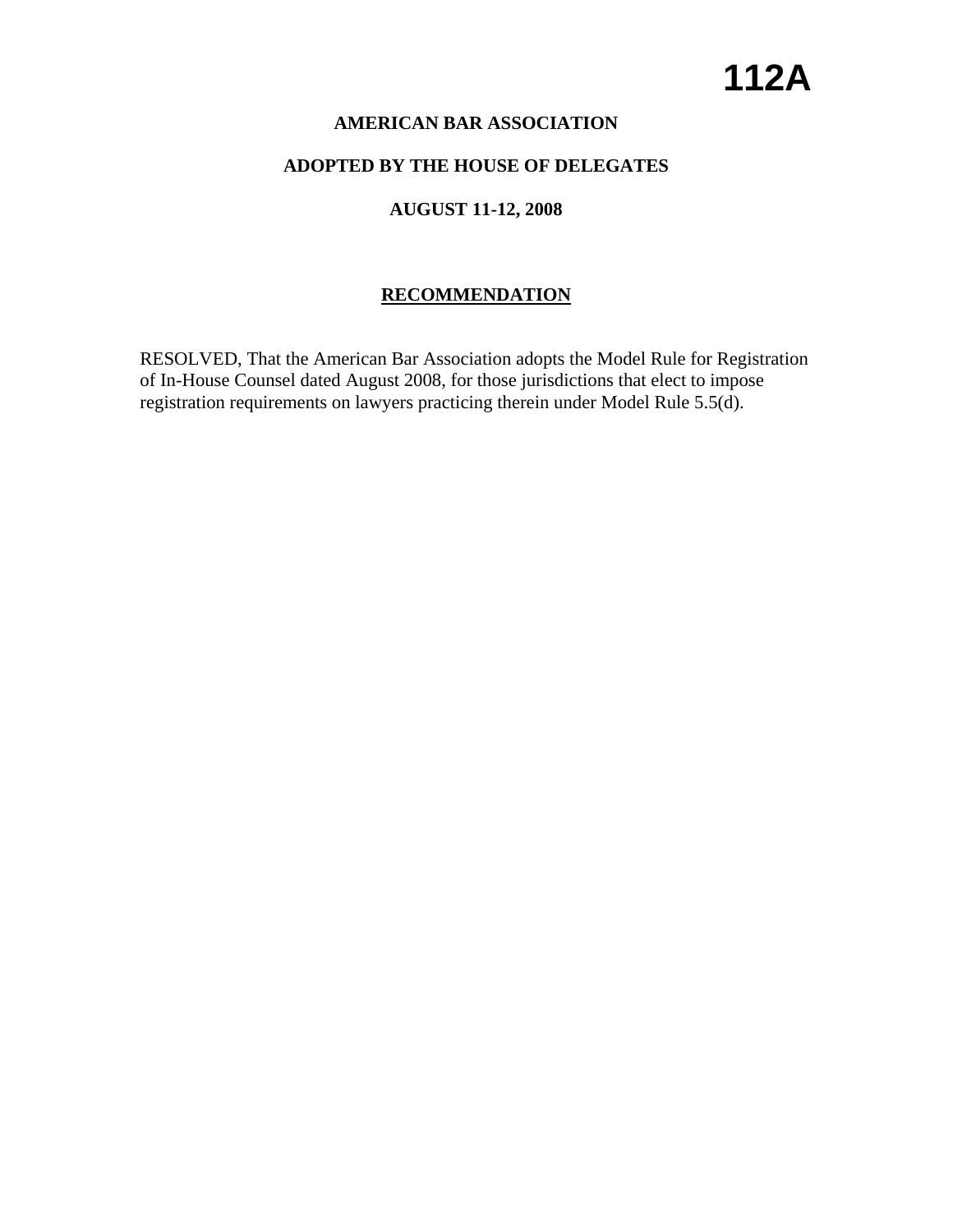# 112A

**AMERICAN BAR ASSOCIATION**

**ADOPTED BY THE HOUSE OF DELEGATES**

**AUGUST 11-12, 2008**

## RECOMMENDATION

RESOLVED, That the American Bar Association adopts the Model Rule for Registration of In-House Counsel dated August 2008, for those jurisdictions that elect to impose registration requirements on lawyers practicing therein under Model Rule 5.5(d).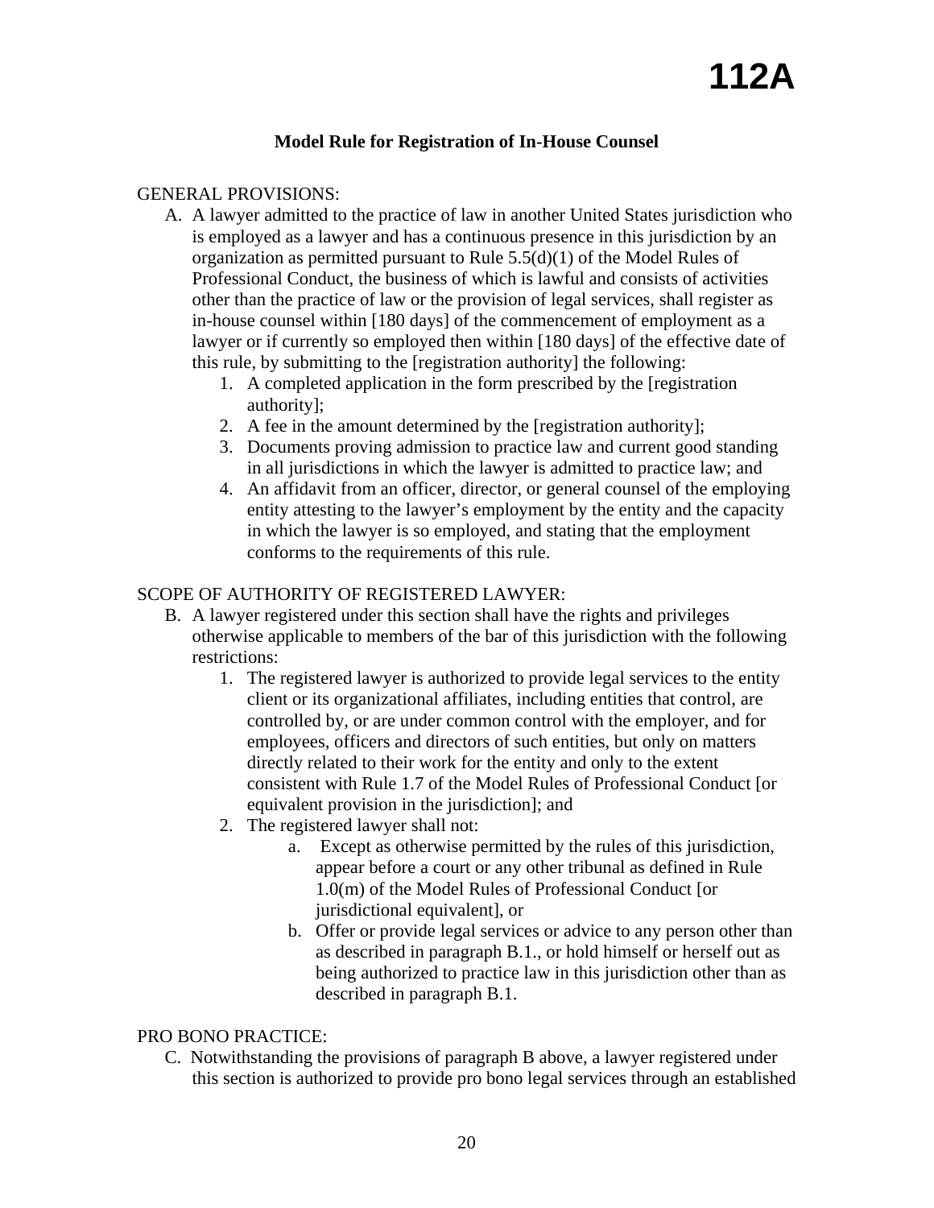# 112A

### Model Rule for Registration of In-House Counsel

GENERAL PROVISIONS:

A. A lawyer admitted to the practice of law in another United States jurisdiction who is employed as a lawyer and has a continuous presence in this jurisdiction by an organization as permitted pursuant to Rule 5.5(d)(1) of the Model Rules of Professional Conduct, the business of which is lawful and consists of activities other than the practice of law or the provision of legal services, shall register as in-house counsel within [180 days] of the commencement of employment as a lawyer or if currently so employed then within [180 days] of the effective date of this rule, by submitting to the [registration authority] the following:
   1. A completed application in the form prescribed by the [registration authority];
   2. A fee in the amount determined by the [registration authority];
   3. Documents proving admission to practice law and current good standing in all jurisdictions in which the lawyer is admitted to practice law; and
   4. An affidavit from an officer, director, or general counsel of the employing entity attesting to the lawyer's employment by the entity and the capacity in which the lawyer is so employed, and stating that the employment conforms to the requirements of this rule.

SCOPE OF AUTHORITY OF REGISTERED LAWYER:

B. A lawyer registered under this section shall have the rights and privileges otherwise applicable to members of the bar of this jurisdiction with the following restrictions:
   1. The registered lawyer is authorized to provide legal services to the entity client or its organizational affiliates, including entities that control, are controlled by, or are under common control with the employer, and for employees, officers and directors of such entities, but only on matters directly related to their work for the entity and only to the extent consistent with Rule 1.7 of the Model Rules of Professional Conduct [or equivalent provision in the jurisdiction]; and
   2. The registered lawyer shall not:
      a. Except as otherwise permitted by the rules of this jurisdiction, appear before a court or any other tribunal as defined in Rule 1.0(m) of the Model Rules of Professional Conduct [or jurisdictional equivalent], or
      b. Offer or provide legal services or advice to any person other than as described in paragraph B.1., or hold himself or herself out as being authorized to practice law in this jurisdiction other than as described in paragraph B.1.

PRO BONO PRACTICE:

C. Notwithstanding the provisions of paragraph B above, a lawyer registered under this section is authorized to provide pro bono legal services through an established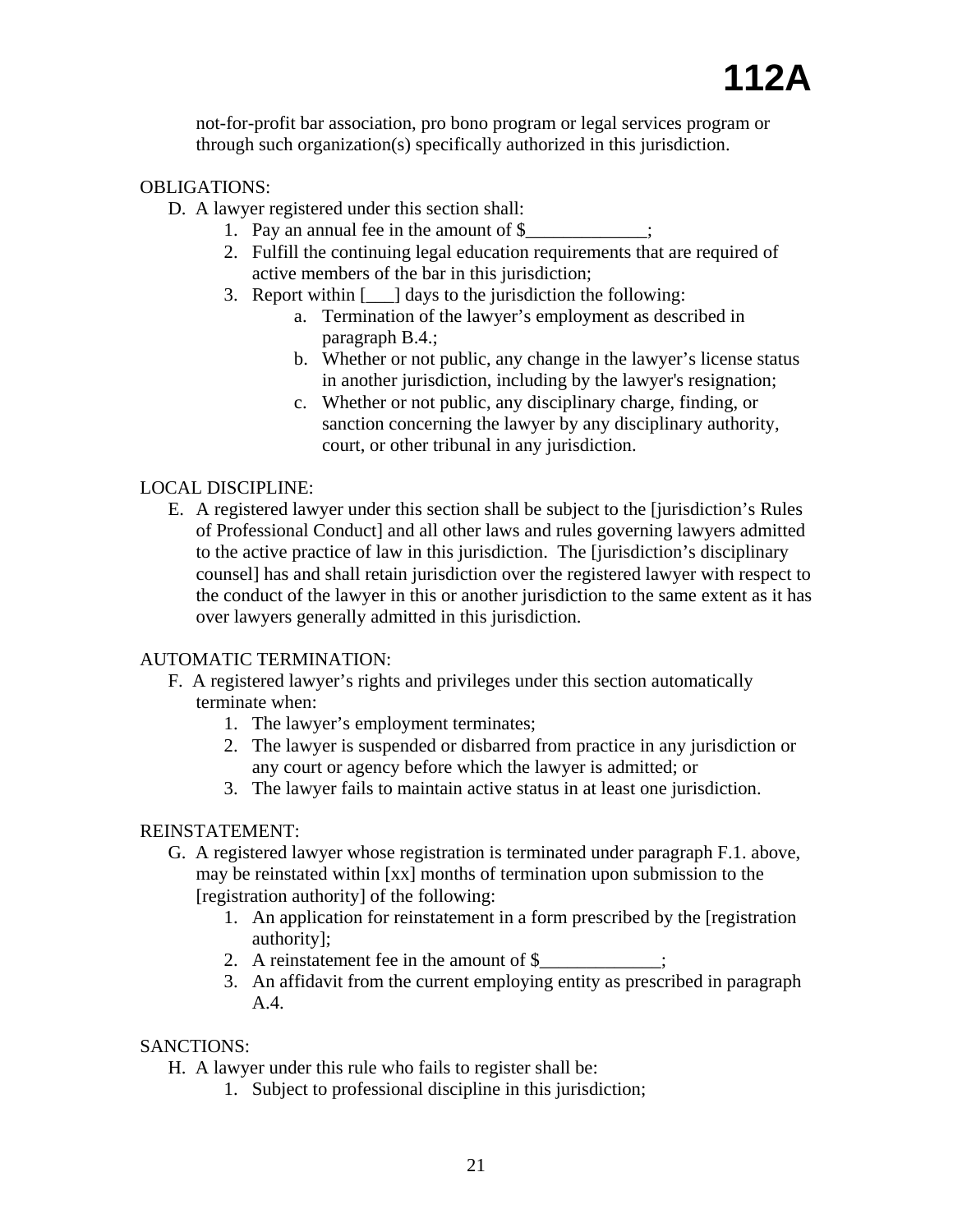not-for-profit bar association, pro bono program or legal services program or through such organization(s) specifically authorized in this jurisdiction.

OBLIGATIONS:

D. A lawyer registered under this section shall:
   1. Pay an annual fee in the amount of $_____________;
   2. Fulfill the continuing legal education requirements that are required of active members of the bar in this jurisdiction;
   3. Report within [___] days to the jurisdiction the following:
      a. Termination of the lawyer's employment as described in paragraph B.4.;
      b. Whether or not public, any change in the lawyer's license status in another jurisdiction, including by the lawyer's resignation;
      c. Whether or not public, any disciplinary charge, finding, or sanction concerning the lawyer by any disciplinary authority, court, or other tribunal in any jurisdiction.

LOCAL DISCIPLINE:

E. A registered lawyer under this section shall be subject to the [jurisdiction's Rules of Professional Conduct] and all other laws and rules governing lawyers admitted to the active practice of law in this jurisdiction. The [jurisdiction's disciplinary counsel] has and shall retain jurisdiction over the registered lawyer with respect to the conduct of the lawyer in this or another jurisdiction to the same extent as it has over lawyers generally admitted in this jurisdiction.

AUTOMATIC TERMINATION:

F. A registered lawyer's rights and privileges under this section automatically terminate when:
   1. The lawyer's employment terminates;
   2. The lawyer is suspended or disbarred from practice in any jurisdiction or any court or agency before which the lawyer is admitted; or
   3. The lawyer fails to maintain active status in at least one jurisdiction.

REINSTATEMENT:

G. A registered lawyer whose registration is terminated under paragraph F.1. above, may be reinstated within [xx] months of termination upon submission to the [registration authority] of the following:
   1. An application for reinstatement in a form prescribed by the [registration authority];
   2. A reinstatement fee in the amount of $_____________;
   3. An affidavit from the current employing entity as prescribed in paragraph A.4.

SANCTIONS:

H. A lawyer under this rule who fails to register shall be:
   1. Subject to professional discipline in this jurisdiction;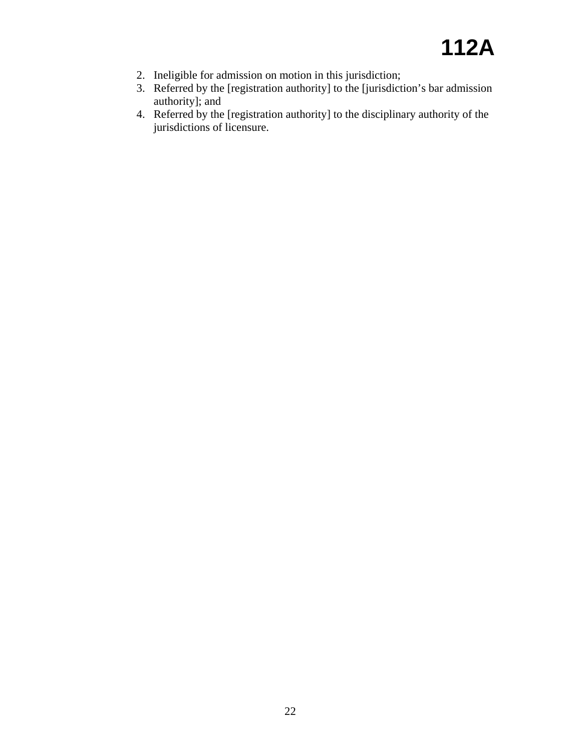2. Ineligible for admission on motion in this jurisdiction;
3. Referred by the [registration authority] to the [jurisdiction's bar admission authority]; and
4. Referred by the [registration authority] to the disciplinary authority of the jurisdictions of licensure.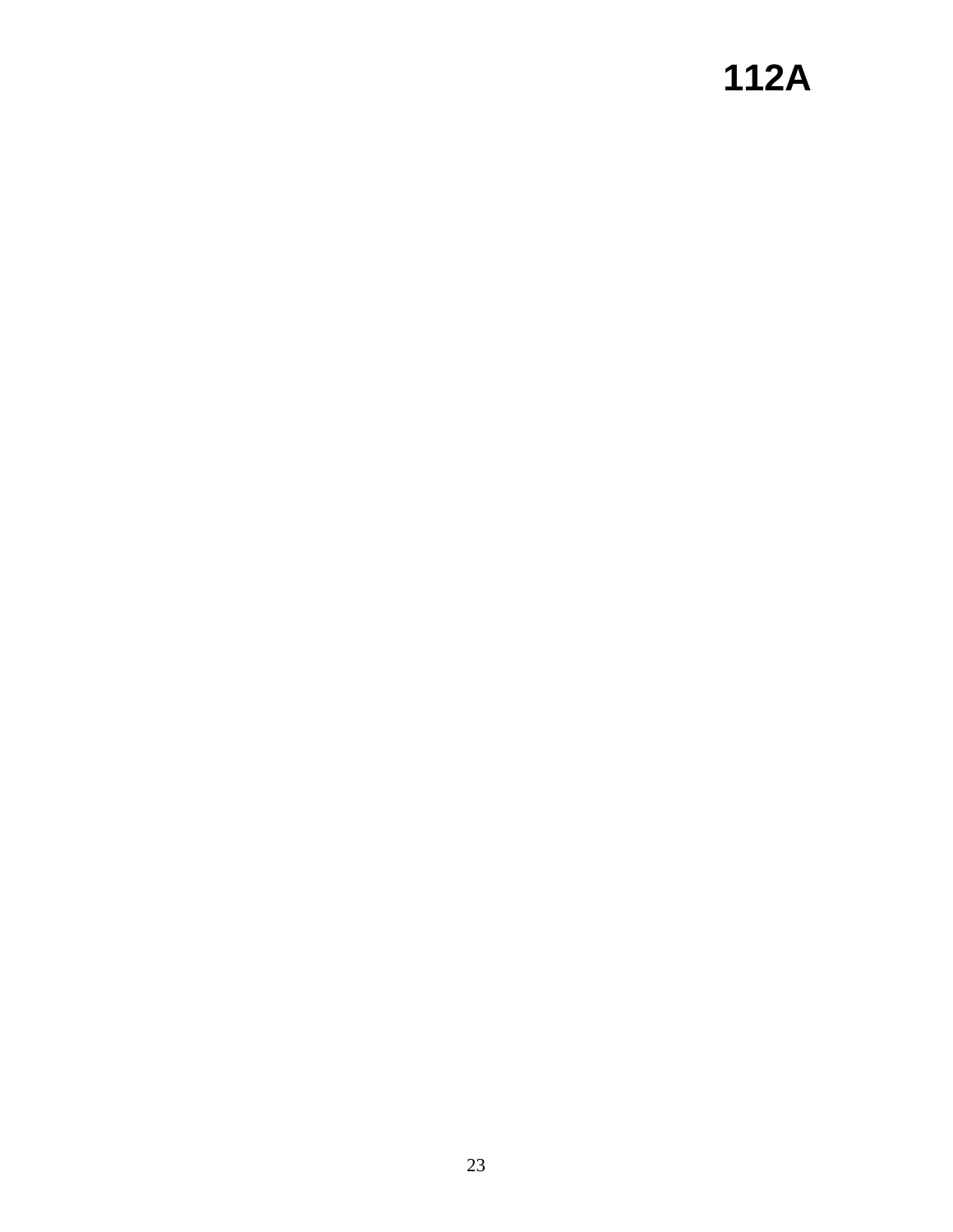**112A**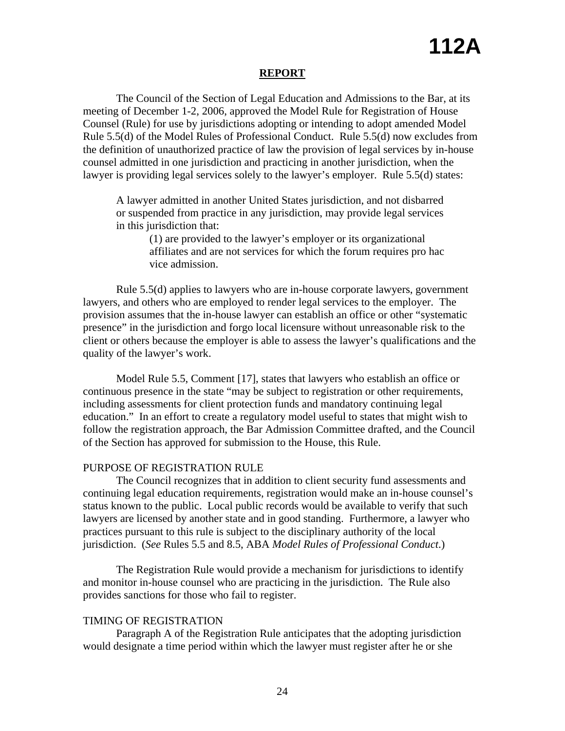# REPORT

The Council of the Section of Legal Education and Admissions to the Bar, at its meeting of December 1-2, 2006, approved the Model Rule for Registration of House Counsel (Rule) for use by jurisdictions adopting or intending to adopt amended Model Rule 5.5(d) of the Model Rules of Professional Conduct. Rule 5.5(d) now excludes from the definition of unauthorized practice of law the provision of legal services by in-house counsel admitted in one jurisdiction and practicing in another jurisdiction, when the lawyer is providing legal services solely to the lawyer's employer. Rule 5.5(d) states:

> A lawyer admitted in another United States jurisdiction, and not disbarred or suspended from practice in any jurisdiction, may provide legal services in this jurisdiction that:
>
> (1) are provided to the lawyer's employer or its organizational affiliates and are not services for which the forum requires pro hac vice admission.

Rule 5.5(d) applies to lawyers who are in-house corporate lawyers, government lawyers, and others who are employed to render legal services to the employer. The provision assumes that the in-house lawyer can establish an office or other "systematic presence" in the jurisdiction and forgo local licensure without unreasonable risk to the client or others because the employer is able to assess the lawyer's qualifications and the quality of the lawyer's work.

Model Rule 5.5, Comment [17], states that lawyers who establish an office or continuous presence in the state "may be subject to registration or other requirements, including assessments for client protection funds and mandatory continuing legal education." In an effort to create a regulatory model useful to states that might wish to follow the registration approach, the Bar Admission Committee drafted, and the Council of the Section has approved for submission to the House, this Rule.

## PURPOSE OF REGISTRATION RULE

The Council recognizes that in addition to client security fund assessments and continuing legal education requirements, registration would make an in-house counsel's status known to the public. Local public records would be available to verify that such lawyers are licensed by another state and in good standing. Furthermore, a lawyer who practices pursuant to this rule is subject to the disciplinary authority of the local jurisdiction. (*See* Rules 5.5 and 8.5, ABA *Model Rules of Professional Conduct.*)

The Registration Rule would provide a mechanism for jurisdictions to identify and monitor in-house counsel who are practicing in the jurisdiction. The Rule also provides sanctions for those who fail to register.

## TIMING OF REGISTRATION

Paragraph A of the Registration Rule anticipates that the adopting jurisdiction would designate a time period within which the lawyer must register after he or she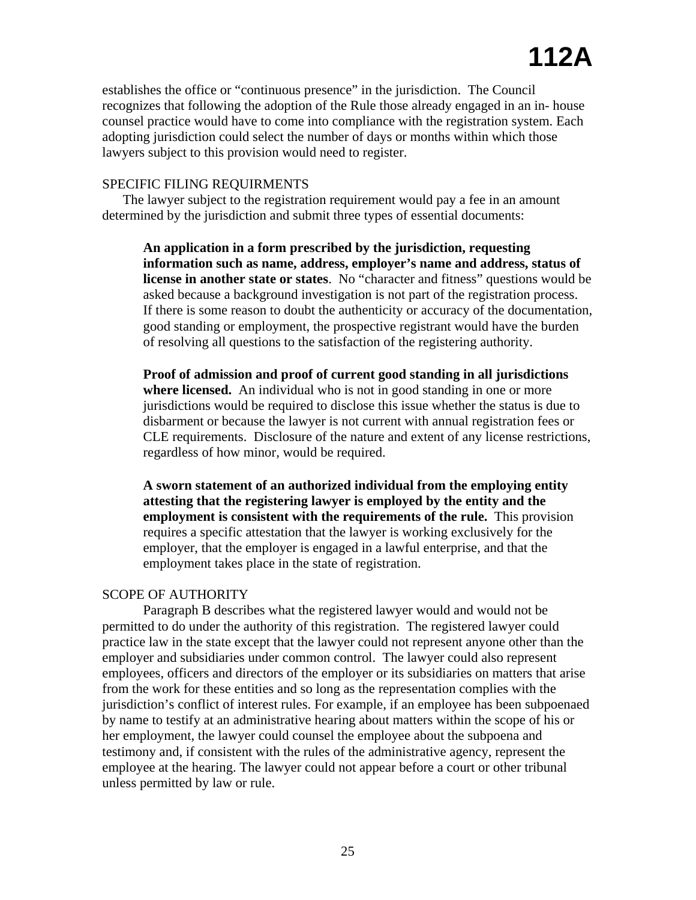establishes the office or "continuous presence" in the jurisdiction. The Council recognizes that following the adoption of the Rule those already engaged in an in- house counsel practice would have to come into compliance with the registration system. Each adopting jurisdiction could select the number of days or months within which those lawyers subject to this provision would need to register.

SPECIFIC FILING REQUIRMENTS

The lawyer subject to the registration requirement would pay a fee in an amount determined by the jurisdiction and submit three types of essential documents:

> **An application in a form prescribed by the jurisdiction, requesting information such as name, address, employer's name and address, status of license in another state or states**. No "character and fitness" questions would be asked because a background investigation is not part of the registration process. If there is some reason to doubt the authenticity or accuracy of the documentation, good standing or employment, the prospective registrant would have the burden of resolving all questions to the satisfaction of the registering authority.
>
> **Proof of admission and proof of current good standing in all jurisdictions where licensed.** An individual who is not in good standing in one or more jurisdictions would be required to disclose this issue whether the status is due to disbarment or because the lawyer is not current with annual registration fees or CLE requirements. Disclosure of the nature and extent of any license restrictions, regardless of how minor, would be required.
>
> **A sworn statement of an authorized individual from the employing entity attesting that the registering lawyer is employed by the entity and the employment is consistent with the requirements of the rule.** This provision requires a specific attestation that the lawyer is working exclusively for the employer, that the employer is engaged in a lawful enterprise, and that the employment takes place in the state of registration.

SCOPE OF AUTHORITY

Paragraph B describes what the registered lawyer would and would not be permitted to do under the authority of this registration. The registered lawyer could practice law in the state except that the lawyer could not represent anyone other than the employer and subsidiaries under common control. The lawyer could also represent employees, officers and directors of the employer or its subsidiaries on matters that arise from the work for these entities and so long as the representation complies with the jurisdiction's conflict of interest rules. For example, if an employee has been subpoenaed by name to testify at an administrative hearing about matters within the scope of his or her employment, the lawyer could counsel the employee about the subpoena and testimony and, if consistent with the rules of the administrative agency, represent the employee at the hearing. The lawyer could not appear before a court or other tribunal unless permitted by law or rule.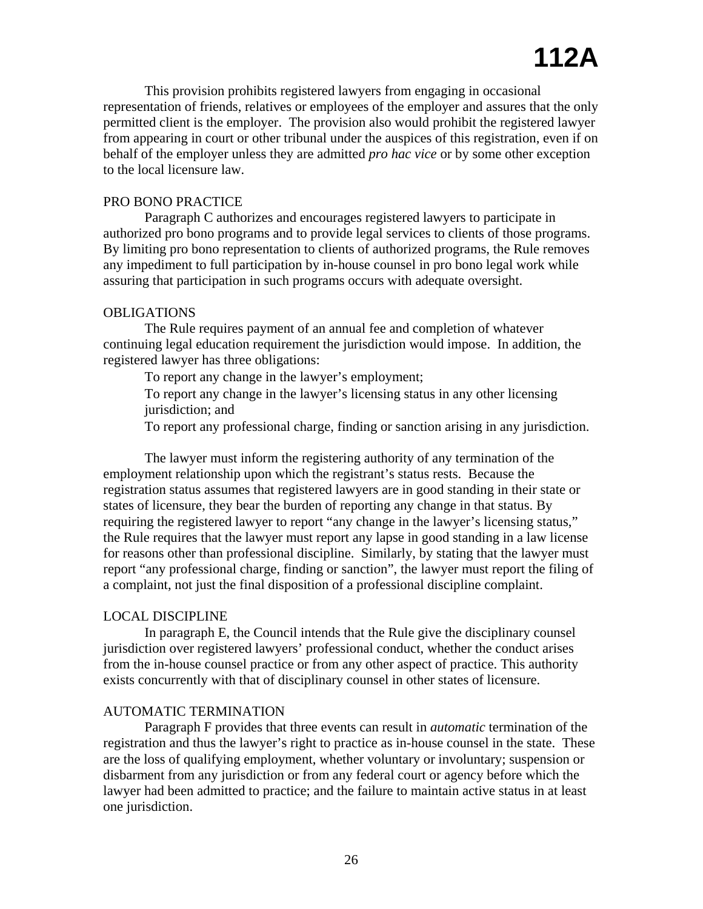This provision prohibits registered lawyers from engaging in occasional representation of friends, relatives or employees of the employer and assures that the only permitted client is the employer. The provision also would prohibit the registered lawyer from appearing in court or other tribunal under the auspices of this registration, even if on behalf of the employer unless they are admitted *pro hac vice* or by some other exception to the local licensure law.

PRO BONO PRACTICE

Paragraph C authorizes and encourages registered lawyers to participate in authorized pro bono programs and to provide legal services to clients of those programs. By limiting pro bono representation to clients of authorized programs, the Rule removes any impediment to full participation by in-house counsel in pro bono legal work while assuring that participation in such programs occurs with adequate oversight.

OBLIGATIONS

The Rule requires payment of an annual fee and completion of whatever continuing legal education requirement the jurisdiction would impose. In addition, the registered lawyer has three obligations:

To report any change in the lawyer's employment;

To report any change in the lawyer's licensing status in any other licensing jurisdiction; and

To report any professional charge, finding or sanction arising in any jurisdiction.

The lawyer must inform the registering authority of any termination of the employment relationship upon which the registrant's status rests. Because the registration status assumes that registered lawyers are in good standing in their state or states of licensure, they bear the burden of reporting any change in that status. By requiring the registered lawyer to report "any change in the lawyer's licensing status," the Rule requires that the lawyer must report any lapse in good standing in a law license for reasons other than professional discipline. Similarly, by stating that the lawyer must report "any professional charge, finding or sanction", the lawyer must report the filing of a complaint, not just the final disposition of a professional discipline complaint.

LOCAL DISCIPLINE

In paragraph E, the Council intends that the Rule give the disciplinary counsel jurisdiction over registered lawyers' professional conduct, whether the conduct arises from the in-house counsel practice or from any other aspect of practice. This authority exists concurrently with that of disciplinary counsel in other states of licensure.

AUTOMATIC TERMINATION

Paragraph F provides that three events can result in *automatic* termination of the registration and thus the lawyer's right to practice as in-house counsel in the state. These are the loss of qualifying employment, whether voluntary or involuntary; suspension or disbarment from any jurisdiction or from any federal court or agency before which the lawyer had been admitted to practice; and the failure to maintain active status in at least one jurisdiction.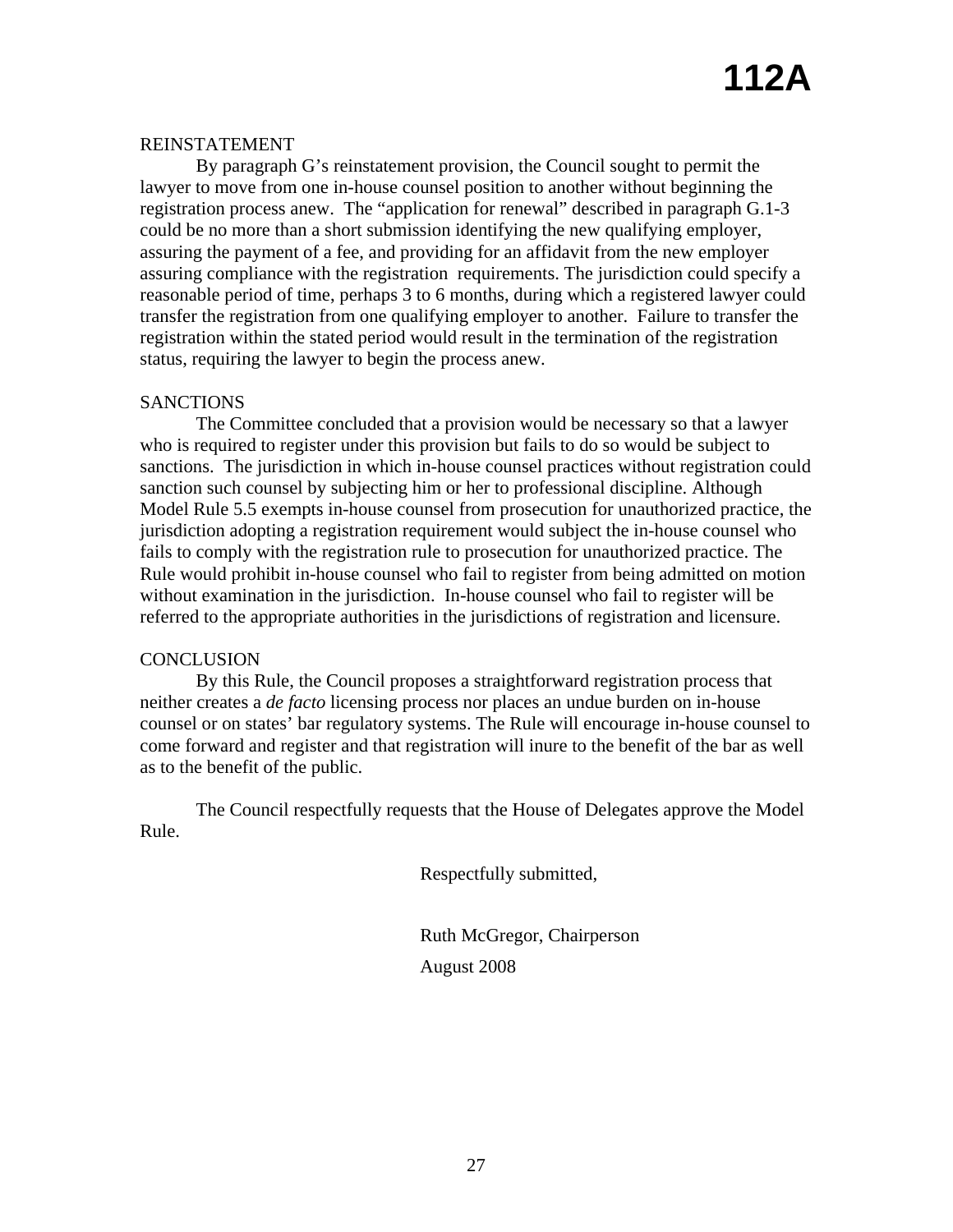REINSTATEMENT

By paragraph G's reinstatement provision, the Council sought to permit the lawyer to move from one in-house counsel position to another without beginning the registration process anew. The "application for renewal" described in paragraph G.1-3 could be no more than a short submission identifying the new qualifying employer, assuring the payment of a fee, and providing for an affidavit from the new employer assuring compliance with the registration requirements. The jurisdiction could specify a reasonable period of time, perhaps 3 to 6 months, during which a registered lawyer could transfer the registration from one qualifying employer to another. Failure to transfer the registration within the stated period would result in the termination of the registration status, requiring the lawyer to begin the process anew.

SANCTIONS

The Committee concluded that a provision would be necessary so that a lawyer who is required to register under this provision but fails to do so would be subject to sanctions. The jurisdiction in which in-house counsel practices without registration could sanction such counsel by subjecting him or her to professional discipline. Although Model Rule 5.5 exempts in-house counsel from prosecution for unauthorized practice, the jurisdiction adopting a registration requirement would subject the in-house counsel who fails to comply with the registration rule to prosecution for unauthorized practice. The Rule would prohibit in-house counsel who fail to register from being admitted on motion without examination in the jurisdiction. In-house counsel who fail to register will be referred to the appropriate authorities in the jurisdictions of registration and licensure.

CONCLUSION

By this Rule, the Council proposes a straightforward registration process that neither creates a *de facto* licensing process nor places an undue burden on in-house counsel or on states' bar regulatory systems. The Rule will encourage in-house counsel to come forward and register and that registration will inure to the benefit of the bar as well as to the benefit of the public.

The Council respectfully requests that the House of Delegates approve the Model Rule.

Respectfully submitted,

Ruth McGregor, Chairperson

August 2008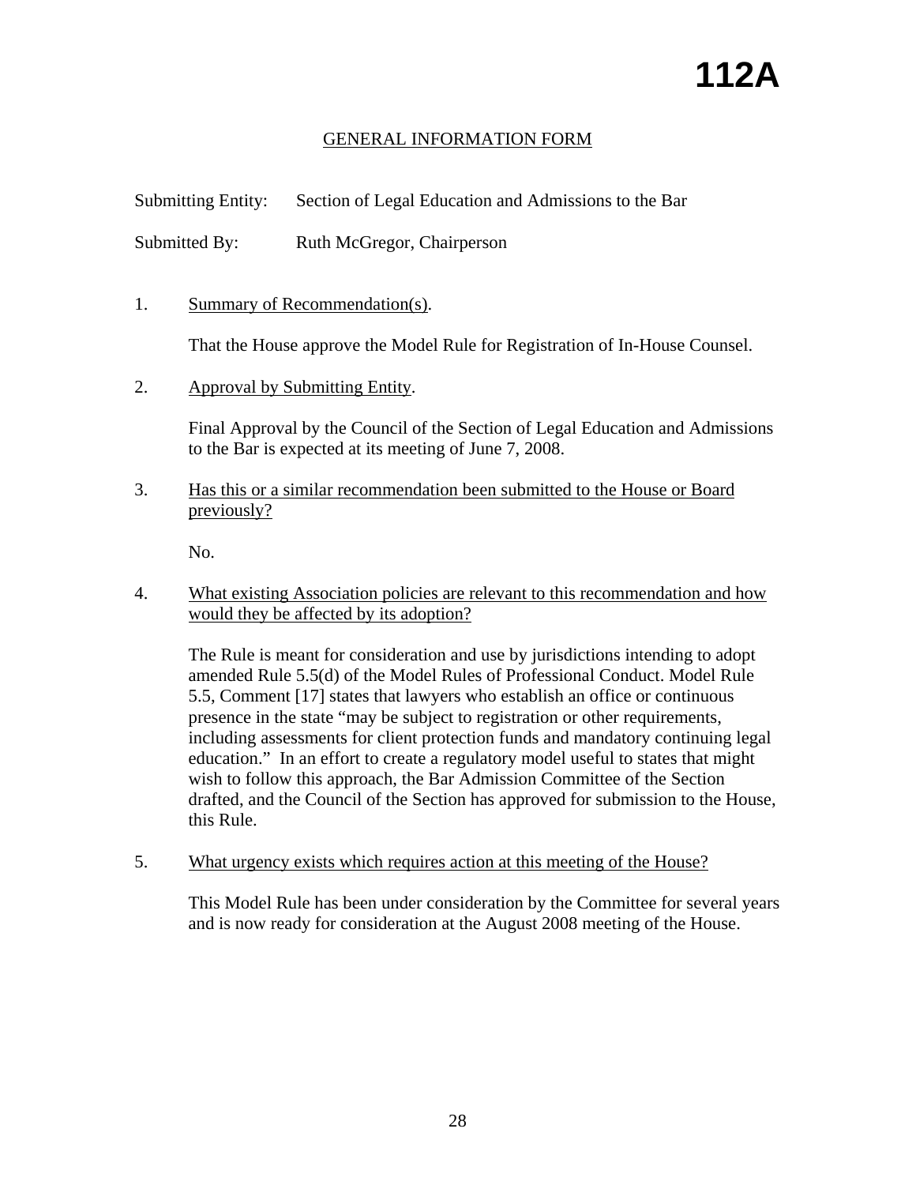# 112A

## GENERAL INFORMATION FORM

Submitting Entity: Section of Legal Education and Admissions to the Bar

Submitted By: Ruth McGregor, Chairperson

1. Summary of Recommendation(s).

   That the House approve the Model Rule for Registration of In-House Counsel.

2. Approval by Submitting Entity.

   Final Approval by the Council of the Section of Legal Education and Admissions to the Bar is expected at its meeting of June 7, 2008.

3. Has this or a similar recommendation been submitted to the House or Board previously?

   No.

4. What existing Association policies are relevant to this recommendation and how would they be affected by its adoption?

   The Rule is meant for consideration and use by jurisdictions intending to adopt amended Rule 5.5(d) of the Model Rules of Professional Conduct. Model Rule 5.5, Comment [17] states that lawyers who establish an office or continuous presence in the state "may be subject to registration or other requirements, including assessments for client protection funds and mandatory continuing legal education." In an effort to create a regulatory model useful to states that might wish to follow this approach, the Bar Admission Committee of the Section drafted, and the Council of the Section has approved for submission to the House, this Rule.

5. What urgency exists which requires action at this meeting of the House?

   This Model Rule has been under consideration by the Committee for several years and is now ready for consideration at the August 2008 meeting of the House.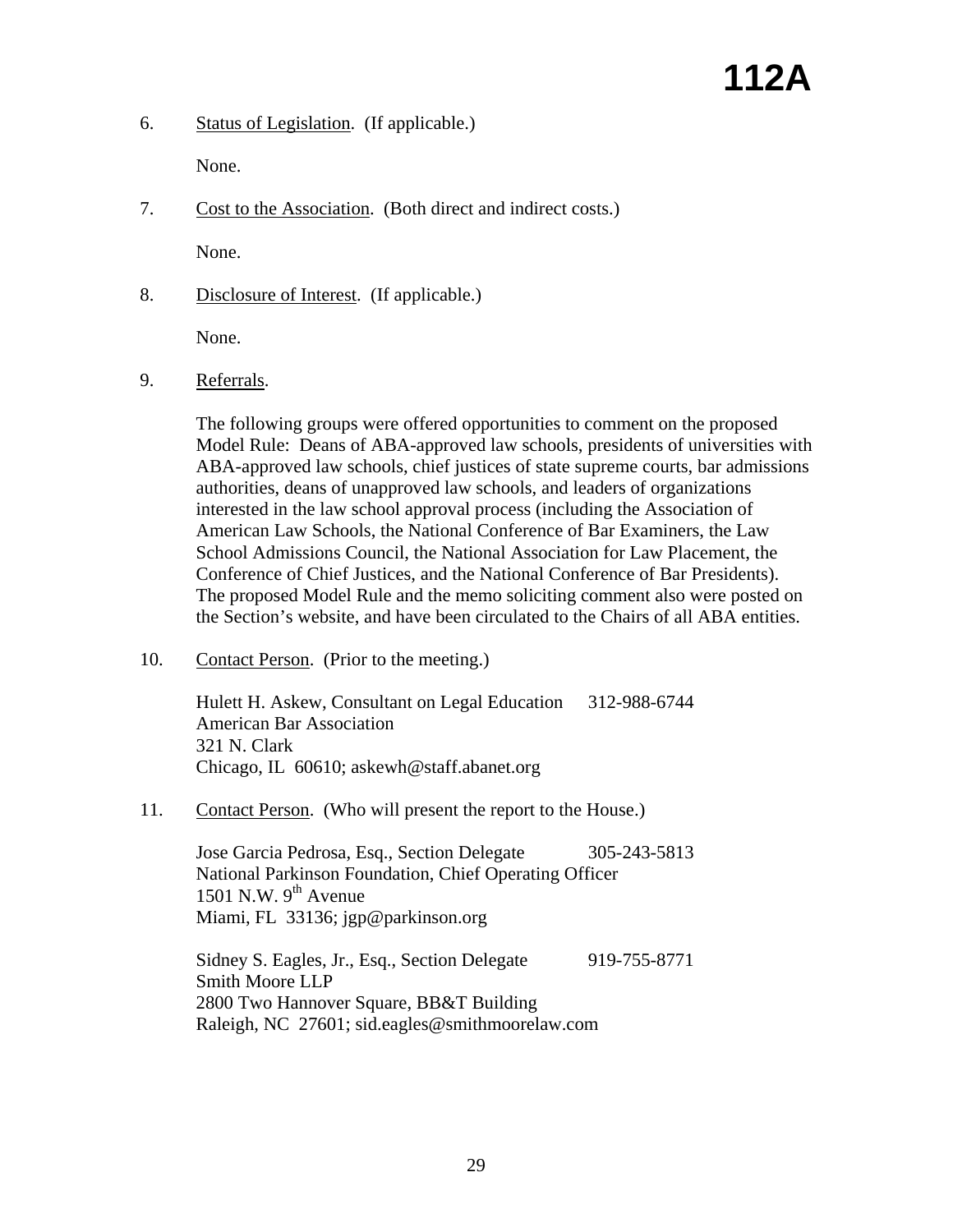6. Status of Legislation. (If applicable.)

   None.

7. Cost to the Association. (Both direct and indirect costs.)

   None.

8. Disclosure of Interest. (If applicable.)

   None.

9. Referrals.

   The following groups were offered opportunities to comment on the proposed Model Rule: Deans of ABA-approved law schools, presidents of universities with ABA-approved law schools, chief justices of state supreme courts, bar admissions authorities, deans of unapproved law schools, and leaders of organizations interested in the law school approval process (including the Association of American Law Schools, the National Conference of Bar Examiners, the Law School Admissions Council, the National Association for Law Placement, the Conference of Chief Justices, and the National Conference of Bar Presidents). The proposed Model Rule and the memo soliciting comment also were posted on the Section's website, and have been circulated to the Chairs of all ABA entities.

10. Contact Person. (Prior to the meeting.)

    Hulett H. Askew, Consultant on Legal Education 312-988-6744
    American Bar Association
    321 N. Clark
    Chicago, IL 60610; askewh@staff.abanet.org

11. Contact Person. (Who will present the report to the House.)

    Jose Garcia Pedrosa, Esq., Section Delegate 305-243-5813
    National Parkinson Foundation, Chief Operating Officer
    1501 N.W. 9th Avenue
    Miami, FL 33136; jgp@parkinson.org

    Sidney S. Eagles, Jr., Esq., Section Delegate 919-755-8771
    Smith Moore LLP
    2800 Two Hannover Square, BB&T Building
    Raleigh, NC 27601; sid.eagles@smithmoorelaw.com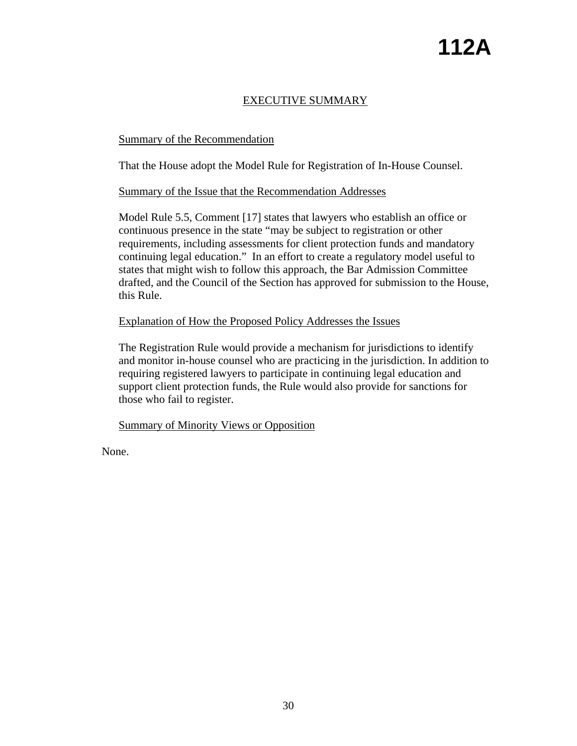# 112A

## EXECUTIVE SUMMARY

### Summary of the Recommendation

That the House adopt the Model Rule for Registration of In-House Counsel.

### Summary of the Issue that the Recommendation Addresses

Model Rule 5.5, Comment [17] states that lawyers who establish an office or continuous presence in the state "may be subject to registration or other requirements, including assessments for client protection funds and mandatory continuing legal education." In an effort to create a regulatory model useful to states that might wish to follow this approach, the Bar Admission Committee drafted, and the Council of the Section has approved for submission to the House, this Rule.

### Explanation of How the Proposed Policy Addresses the Issues

The Registration Rule would provide a mechanism for jurisdictions to identify and monitor in-house counsel who are practicing in the jurisdiction. In addition to requiring registered lawyers to participate in continuing legal education and support client protection funds, the Rule would also provide for sanctions for those who fail to register.

### Summary of Minority Views or Opposition

None.